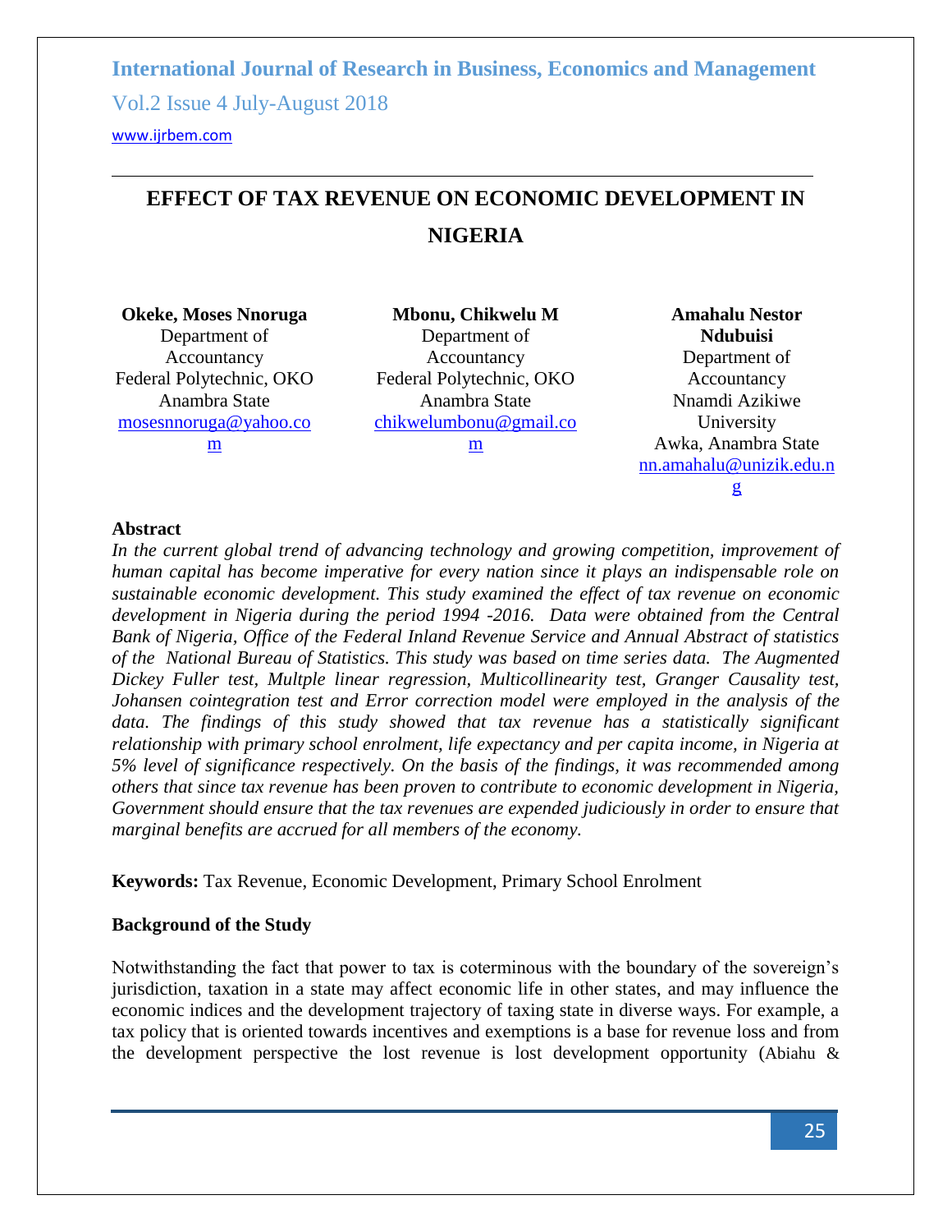# EFFECT OF TAX REVENUE ON ECONOMIC DEVELOPMENT IN NIGERIA

**Okeke, Moses Nnoruga**
Department of Accountancy
Federal Polytechnic, OKO
Anambra State
mosesnnoruga@yahoo.com

**Mbonu, Chikwelu M**
Department of Accountancy
Federal Polytechnic, OKO
Anambra State
chikwelumbonu@gmail.com

**Amahalu Nestor Ndubuisi**
Department of Accountancy
Nnamdi Azikiwe University
Awka, Anambra State
nn.amahalu@unizik.edu.ng

## Abstract

*In the current global trend of advancing technology and growing competition, improvement of human capital has become imperative for every nation since it plays an indispensable role on sustainable economic development. This study examined the effect of tax revenue on economic development in Nigeria during the period 1994 -2016. Data were obtained from the Central Bank of Nigeria, Office of the Federal Inland Revenue Service and Annual Abstract of statistics of the National Bureau of Statistics. This study was based on time series data. The Augmented Dickey Fuller test, Multple linear regression, Multicollinearity test, Granger Causality test, Johansen cointegration test and Error correction model were employed in the analysis of the data. The findings of this study showed that tax revenue has a statistically significant relationship with primary school enrolment, life expectancy and per capita income, in Nigeria at 5% level of significance respectively. On the basis of the findings, it was recommended among others that since tax revenue has been proven to contribute to economic development in Nigeria, Government should ensure that the tax revenues are expended judiciously in order to ensure that marginal benefits are accrued for all members of the economy.*

**Keywords:** Tax Revenue, Economic Development, Primary School Enrolment

## Background of the Study

Notwithstanding the fact that power to tax is coterminous with the boundary of the sovereign's jurisdiction, taxation in a state may affect economic life in other states, and may influence the economic indices and the development trajectory of taxing state in diverse ways. For example, a tax policy that is oriented towards incentives and exemptions is a base for revenue loss and from the development perspective the lost revenue is lost development opportunity (Abiahu &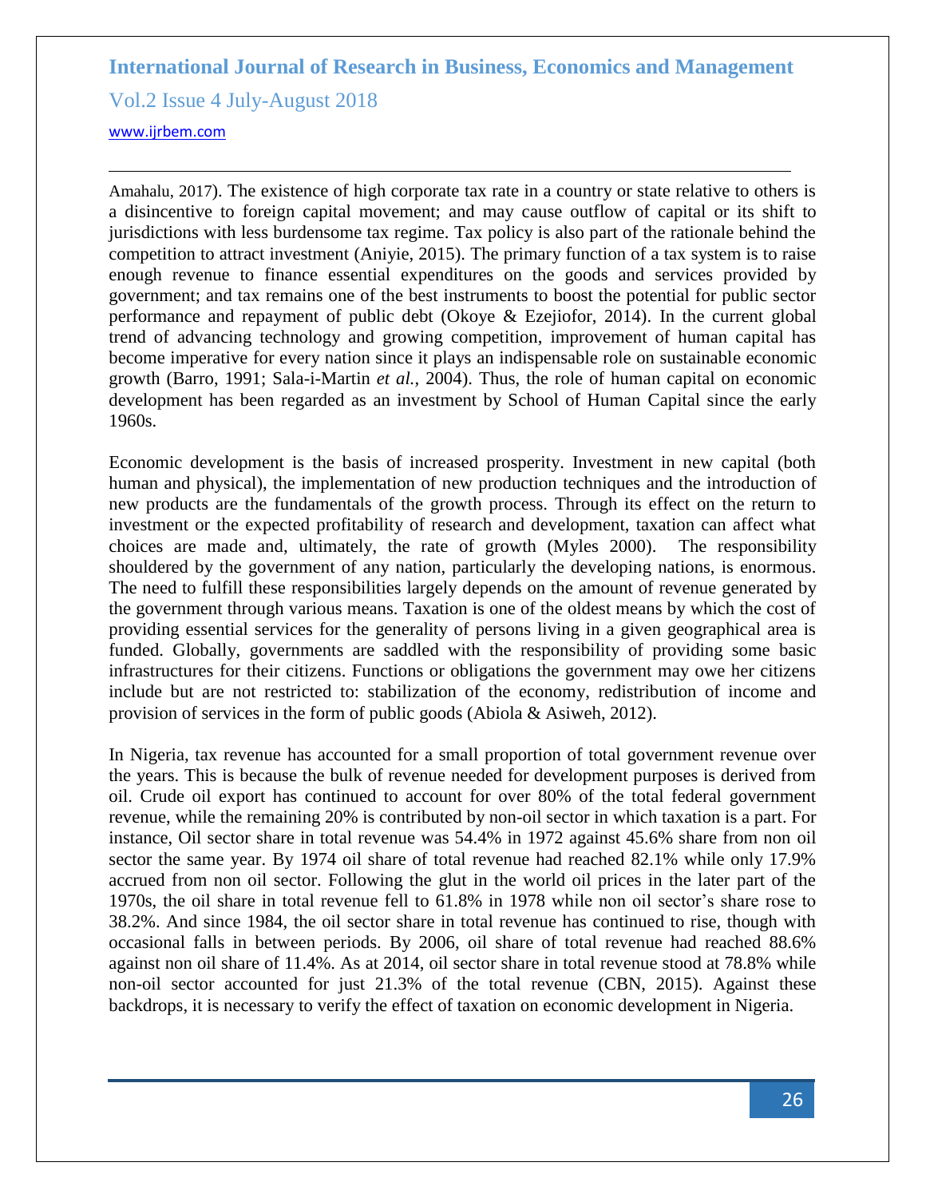Amahalu, 2017). The existence of high corporate tax rate in a country or state relative to others is a disincentive to foreign capital movement; and may cause outflow of capital or its shift to jurisdictions with less burdensome tax regime. Tax policy is also part of the rationale behind the competition to attract investment (Aniyie, 2015). The primary function of a tax system is to raise enough revenue to finance essential expenditures on the goods and services provided by government; and tax remains one of the best instruments to boost the potential for public sector performance and repayment of public debt (Okoye & Ezejiofor, 2014). In the current global trend of advancing technology and growing competition, improvement of human capital has become imperative for every nation since it plays an indispensable role on sustainable economic growth (Barro, 1991; Sala-i-Martin *et al.*, 2004). Thus, the role of human capital on economic development has been regarded as an investment by School of Human Capital since the early 1960s.

Economic development is the basis of increased prosperity. Investment in new capital (both human and physical), the implementation of new production techniques and the introduction of new products are the fundamentals of the growth process. Through its effect on the return to investment or the expected profitability of research and development, taxation can affect what choices are made and, ultimately, the rate of growth (Myles 2000). The responsibility shouldered by the government of any nation, particularly the developing nations, is enormous. The need to fulfill these responsibilities largely depends on the amount of revenue generated by the government through various means. Taxation is one of the oldest means by which the cost of providing essential services for the generality of persons living in a given geographical area is funded. Globally, governments are saddled with the responsibility of providing some basic infrastructures for their citizens. Functions or obligations the government may owe her citizens include but are not restricted to: stabilization of the economy, redistribution of income and provision of services in the form of public goods (Abiola & Asiweh, 2012).

In Nigeria, tax revenue has accounted for a small proportion of total government revenue over the years. This is because the bulk of revenue needed for development purposes is derived from oil. Crude oil export has continued to account for over 80% of the total federal government revenue, while the remaining 20% is contributed by non-oil sector in which taxation is a part. For instance, Oil sector share in total revenue was 54.4% in 1972 against 45.6% share from non oil sector the same year. By 1974 oil share of total revenue had reached 82.1% while only 17.9% accrued from non oil sector. Following the glut in the world oil prices in the later part of the 1970s, the oil share in total revenue fell to 61.8% in 1978 while non oil sector's share rose to 38.2%. And since 1984, the oil sector share in total revenue has continued to rise, though with occasional falls in between periods. By 2006, oil share of total revenue had reached 88.6% against non oil share of 11.4%. As at 2014, oil sector share in total revenue stood at 78.8% while non-oil sector accounted for just 21.3% of the total revenue (CBN, 2015). Against these backdrops, it is necessary to verify the effect of taxation on economic development in Nigeria.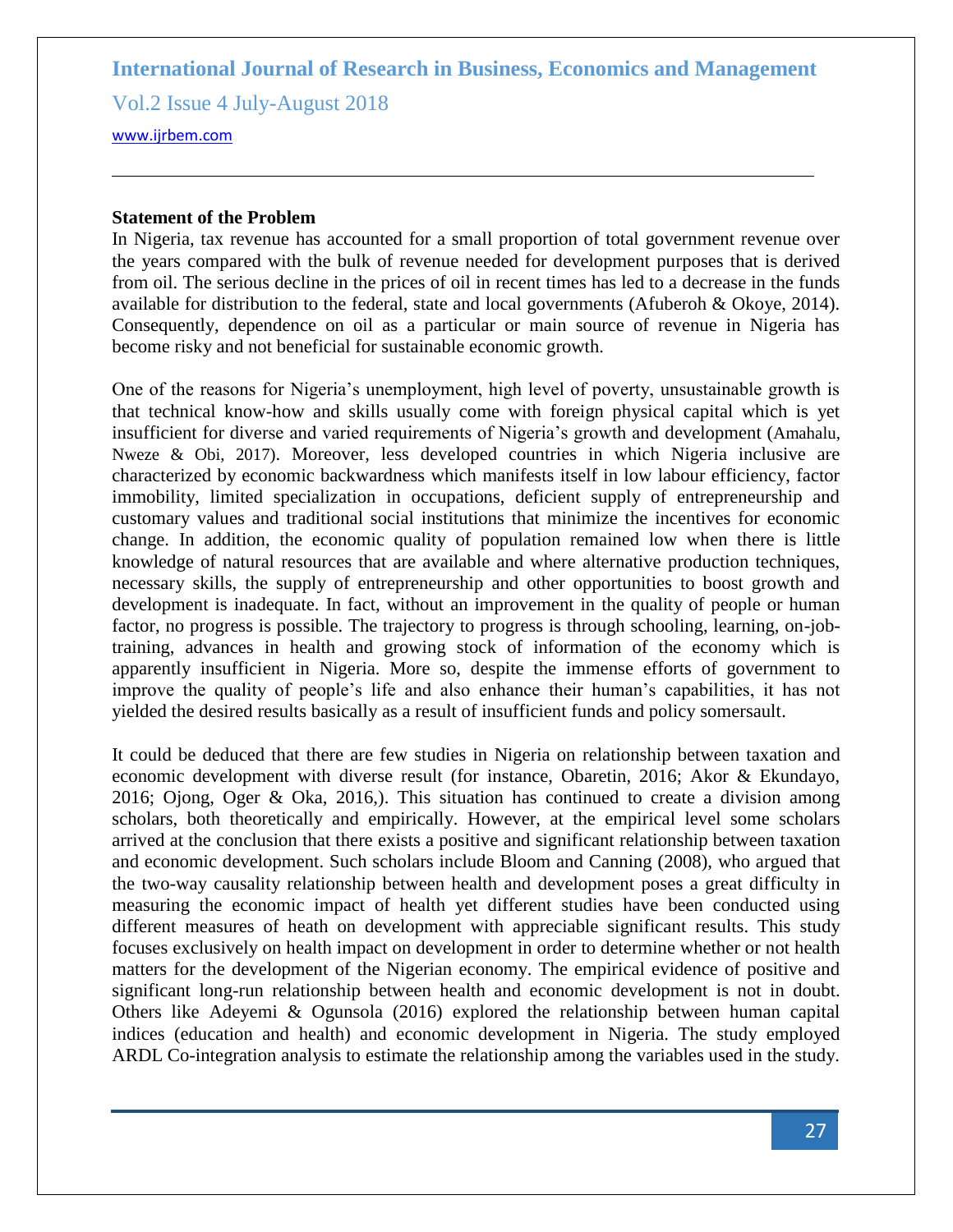**Statement of the Problem**

In Nigeria, tax revenue has accounted for a small proportion of total government revenue over the years compared with the bulk of revenue needed for development purposes that is derived from oil. The serious decline in the prices of oil in recent times has led to a decrease in the funds available for distribution to the federal, state and local governments (Afuberoh & Okoye, 2014). Consequently, dependence on oil as a particular or main source of revenue in Nigeria has become risky and not beneficial for sustainable economic growth.

One of the reasons for Nigeria's unemployment, high level of poverty, unsustainable growth is that technical know-how and skills usually come with foreign physical capital which is yet insufficient for diverse and varied requirements of Nigeria's growth and development (Amahalu, Nweze & Obi, 2017). Moreover, less developed countries in which Nigeria inclusive are characterized by economic backwardness which manifests itself in low labour efficiency, factor immobility, limited specialization in occupations, deficient supply of entrepreneurship and customary values and traditional social institutions that minimize the incentives for economic change. In addition, the economic quality of population remained low when there is little knowledge of natural resources that are available and where alternative production techniques, necessary skills, the supply of entrepreneurship and other opportunities to boost growth and development is inadequate. In fact, without an improvement in the quality of people or human factor, no progress is possible. The trajectory to progress is through schooling, learning, on-job-training, advances in health and growing stock of information of the economy which is apparently insufficient in Nigeria. More so, despite the immense efforts of government to improve the quality of people's life and also enhance their human's capabilities, it has not yielded the desired results basically as a result of insufficient funds and policy somersault.

It could be deduced that there are few studies in Nigeria on relationship between taxation and economic development with diverse result (for instance, Obaretin, 2016; Akor & Ekundayo, 2016; Ojong, Oger & Oka, 2016,). This situation has continued to create a division among scholars, both theoretically and empirically. However, at the empirical level some scholars arrived at the conclusion that there exists a positive and significant relationship between taxation and economic development. Such scholars include Bloom and Canning (2008), who argued that the two-way causality relationship between health and development poses a great difficulty in measuring the economic impact of health yet different studies have been conducted using different measures of heath on development with appreciable significant results. This study focuses exclusively on health impact on development in order to determine whether or not health matters for the development of the Nigerian economy. The empirical evidence of positive and significant long-run relationship between health and economic development is not in doubt. Others like Adeyemi & Ogunsola (2016) explored the relationship between human capital indices (education and health) and economic development in Nigeria. The study employed ARDL Co-integration analysis to estimate the relationship among the variables used in the study.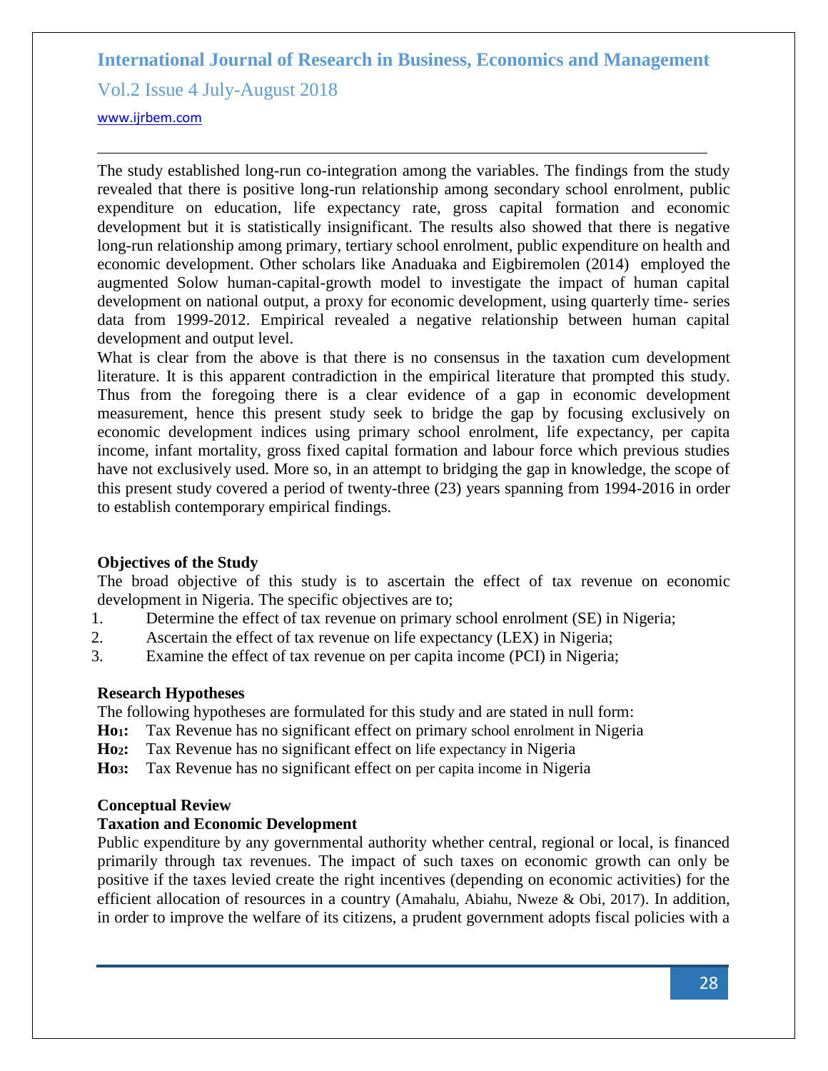The study established long-run co-integration among the variables. The findings from the study revealed that there is positive long-run relationship among secondary school enrolment, public expenditure on education, life expectancy rate, gross capital formation and economic development but it is statistically insignificant. The results also showed that there is negative long-run relationship among primary, tertiary school enrolment, public expenditure on health and economic development. Other scholars like Anaduaka and Eigbiremolen (2014) employed the augmented Solow human-capital-growth model to investigate the impact of human capital development on national output, a proxy for economic development, using quarterly time- series data from 1999-2012. Empirical revealed a negative relationship between human capital development and output level.

What is clear from the above is that there is no consensus in the taxation cum development literature. It is this apparent contradiction in the empirical literature that prompted this study. Thus from the foregoing there is a clear evidence of a gap in economic development measurement, hence this present study seek to bridge the gap by focusing exclusively on economic development indices using primary school enrolment, life expectancy, per capita income, infant mortality, gross fixed capital formation and labour force which previous studies have not exclusively used. More so, in an attempt to bridging the gap in knowledge, the scope of this present study covered a period of twenty-three (23) years spanning from 1994-2016 in order to establish contemporary empirical findings.

### Objectives of the Study

The broad objective of this study is to ascertain the effect of tax revenue on economic development in Nigeria. The specific objectives are to;

1. Determine the effect of tax revenue on primary school enrolment (SE) in Nigeria;
2. Ascertain the effect of tax revenue on life expectancy (LEX) in Nigeria;
3. Examine the effect of tax revenue on per capita income (PCI) in Nigeria;

### Research Hypotheses

The following hypotheses are formulated for this study and are stated in null form:

**$Ho_1$:** Tax Revenue has no significant effect on primary school enrolment in Nigeria

**$Ho_2$:** Tax Revenue has no significant effect on life expectancy in Nigeria

**$Ho_3$:** Tax Revenue has no significant effect on per capita income in Nigeria

### Conceptual Review

#### Taxation and Economic Development

Public expenditure by any governmental authority whether central, regional or local, is financed primarily through tax revenues. The impact of such taxes on economic growth can only be positive if the taxes levied create the right incentives (depending on economic activities) for the efficient allocation of resources in a country (Amahalu, Abiahu, Nweze & Obi, 2017). In addition, in order to improve the welfare of its citizens, a prudent government adopts fiscal policies with a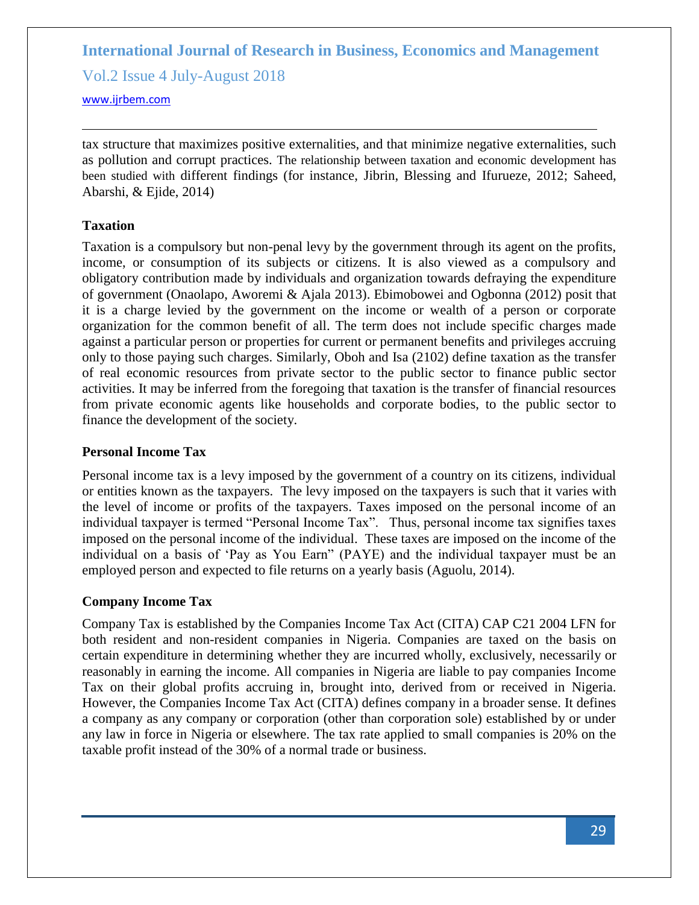tax structure that maximizes positive externalities, and that minimize negative externalities, such as pollution and corrupt practices. The relationship between taxation and economic development has been studied with different findings (for instance, Jibrin, Blessing and Ifurueze, 2012; Saheed, Abarshi, & Ejide, 2014)

### Taxation

Taxation is a compulsory but non-penal levy by the government through its agent on the profits, income, or consumption of its subjects or citizens. It is also viewed as a compulsory and obligatory contribution made by individuals and organization towards defraying the expenditure of government (Onaolapo, Aworemi & Ajala 2013). Ebimobowei and Ogbonna (2012) posit that it is a charge levied by the government on the income or wealth of a person or corporate organization for the common benefit of all. The term does not include specific charges made against a particular person or properties for current or permanent benefits and privileges accruing only to those paying such charges. Similarly, Oboh and Isa (2102) define taxation as the transfer of real economic resources from private sector to the public sector to finance public sector activities. It may be inferred from the foregoing that taxation is the transfer of financial resources from private economic agents like households and corporate bodies, to the public sector to finance the development of the society.

### Personal Income Tax

Personal income tax is a levy imposed by the government of a country on its citizens, individual or entities known as the taxpayers. The levy imposed on the taxpayers is such that it varies with the level of income or profits of the taxpayers. Taxes imposed on the personal income of an individual taxpayer is termed "Personal Income Tax". Thus, personal income tax signifies taxes imposed on the personal income of the individual. These taxes are imposed on the income of the individual on a basis of 'Pay as You Earn" (PAYE) and the individual taxpayer must be an employed person and expected to file returns on a yearly basis (Aguolu, 2014).

### Company Income Tax

Company Tax is established by the Companies Income Tax Act (CITA) CAP C21 2004 LFN for both resident and non-resident companies in Nigeria. Companies are taxed on the basis on certain expenditure in determining whether they are incurred wholly, exclusively, necessarily or reasonably in earning the income. All companies in Nigeria are liable to pay companies Income Tax on their global profits accruing in, brought into, derived from or received in Nigeria. However, the Companies Income Tax Act (CITA) defines company in a broader sense. It defines a company as any company or corporation (other than corporation sole) established by or under any law in force in Nigeria or elsewhere. The tax rate applied to small companies is 20% on the taxable profit instead of the 30% of a normal trade or business.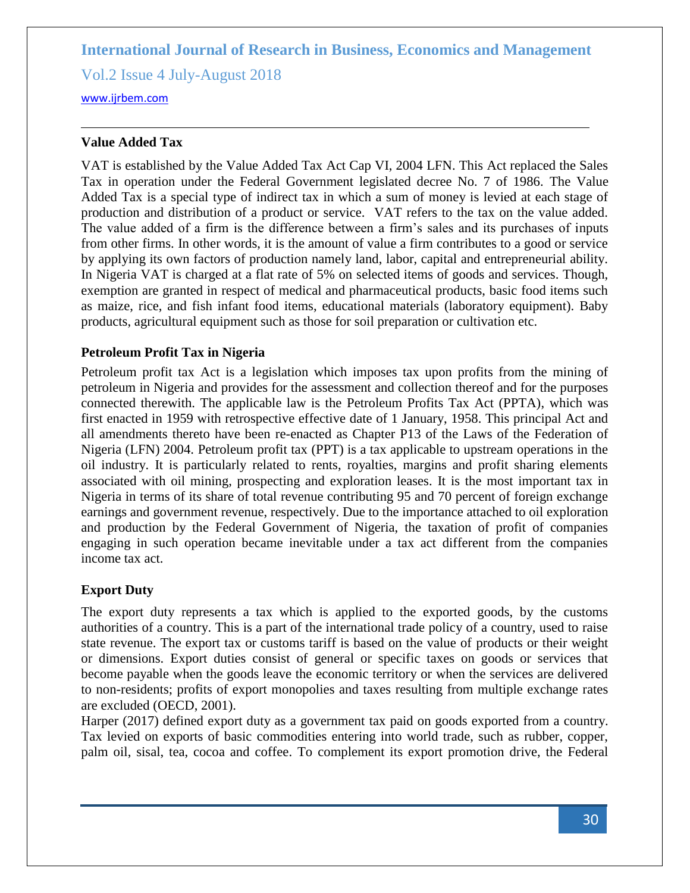### Value Added Tax

VAT is established by the Value Added Tax Act Cap VI, 2004 LFN. This Act replaced the Sales Tax in operation under the Federal Government legislated decree No. 7 of 1986. The Value Added Tax is a special type of indirect tax in which a sum of money is levied at each stage of production and distribution of a product or service. VAT refers to the tax on the value added. The value added of a firm is the difference between a firm's sales and its purchases of inputs from other firms. In other words, it is the amount of value a firm contributes to a good or service by applying its own factors of production namely land, labor, capital and entrepreneurial ability. In Nigeria VAT is charged at a flat rate of 5% on selected items of goods and services. Though, exemption are granted in respect of medical and pharmaceutical products, basic food items such as maize, rice, and fish infant food items, educational materials (laboratory equipment). Baby products, agricultural equipment such as those for soil preparation or cultivation etc.

### Petroleum Profit Tax in Nigeria

Petroleum profit tax Act is a legislation which imposes tax upon profits from the mining of petroleum in Nigeria and provides for the assessment and collection thereof and for the purposes connected therewith. The applicable law is the Petroleum Profits Tax Act (PPTA), which was first enacted in 1959 with retrospective effective date of 1 January, 1958. This principal Act and all amendments thereto have been re-enacted as Chapter P13 of the Laws of the Federation of Nigeria (LFN) 2004. Petroleum profit tax (PPT) is a tax applicable to upstream operations in the oil industry. It is particularly related to rents, royalties, margins and profit sharing elements associated with oil mining, prospecting and exploration leases. It is the most important tax in Nigeria in terms of its share of total revenue contributing 95 and 70 percent of foreign exchange earnings and government revenue, respectively. Due to the importance attached to oil exploration and production by the Federal Government of Nigeria, the taxation of profit of companies engaging in such operation became inevitable under a tax act different from the companies income tax act.

### Export Duty

The export duty represents a tax which is applied to the exported goods, by the customs authorities of a country. This is a part of the international trade policy of a country, used to raise state revenue. The export tax or customs tariff is based on the value of products or their weight or dimensions. Export duties consist of general or specific taxes on goods or services that become payable when the goods leave the economic territory or when the services are delivered to non-residents; profits of export monopolies and taxes resulting from multiple exchange rates are excluded (OECD, 2001).

Harper (2017) defined export duty as a government tax paid on goods exported from a country. Tax levied on exports of basic commodities entering into world trade, such as rubber, copper, palm oil, sisal, tea, cocoa and coffee. To complement its export promotion drive, the Federal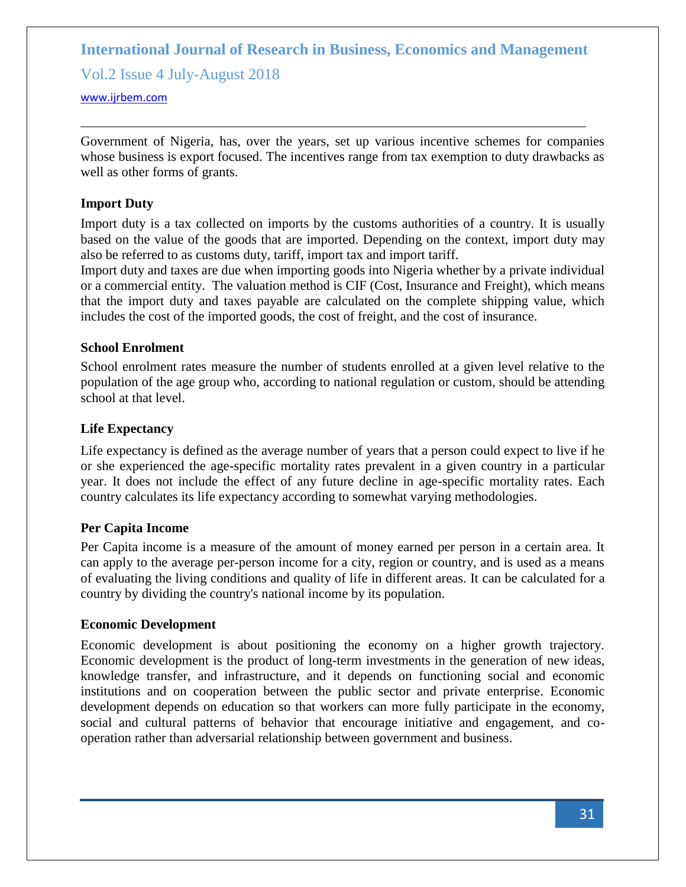Government of Nigeria, has, over the years, set up various incentive schemes for companies whose business is export focused. The incentives range from tax exemption to duty drawbacks as well as other forms of grants.

### Import Duty

Import duty is a tax collected on imports by the customs authorities of a country. It is usually based on the value of the goods that are imported. Depending on the context, import duty may also be referred to as customs duty, tariff, import tax and import tariff.

Import duty and taxes are due when importing goods into Nigeria whether by a private individual or a commercial entity. The valuation method is CIF (Cost, Insurance and Freight), which means that the import duty and taxes payable are calculated on the complete shipping value, which includes the cost of the imported goods, the cost of freight, and the cost of insurance.

### School Enrolment

School enrolment rates measure the number of students enrolled at a given level relative to the population of the age group who, according to national regulation or custom, should be attending school at that level.

### Life Expectancy

Life expectancy is defined as the average number of years that a person could expect to live if he or she experienced the age-specific mortality rates prevalent in a given country in a particular year. It does not include the effect of any future decline in age-specific mortality rates. Each country calculates its life expectancy according to somewhat varying methodologies.

### Per Capita Income

Per Capita income is a measure of the amount of money earned per person in a certain area. It can apply to the average per-person income for a city, region or country, and is used as a means of evaluating the living conditions and quality of life in different areas. It can be calculated for a country by dividing the country's national income by its population.

### Economic Development

Economic development is about positioning the economy on a higher growth trajectory. Economic development is the product of long-term investments in the generation of new ideas, knowledge transfer, and infrastructure, and it depends on functioning social and economic institutions and on cooperation between the public sector and private enterprise. Economic development depends on education so that workers can more fully participate in the economy, social and cultural patterns of behavior that encourage initiative and engagement, and co-operation rather than adversarial relationship between government and business.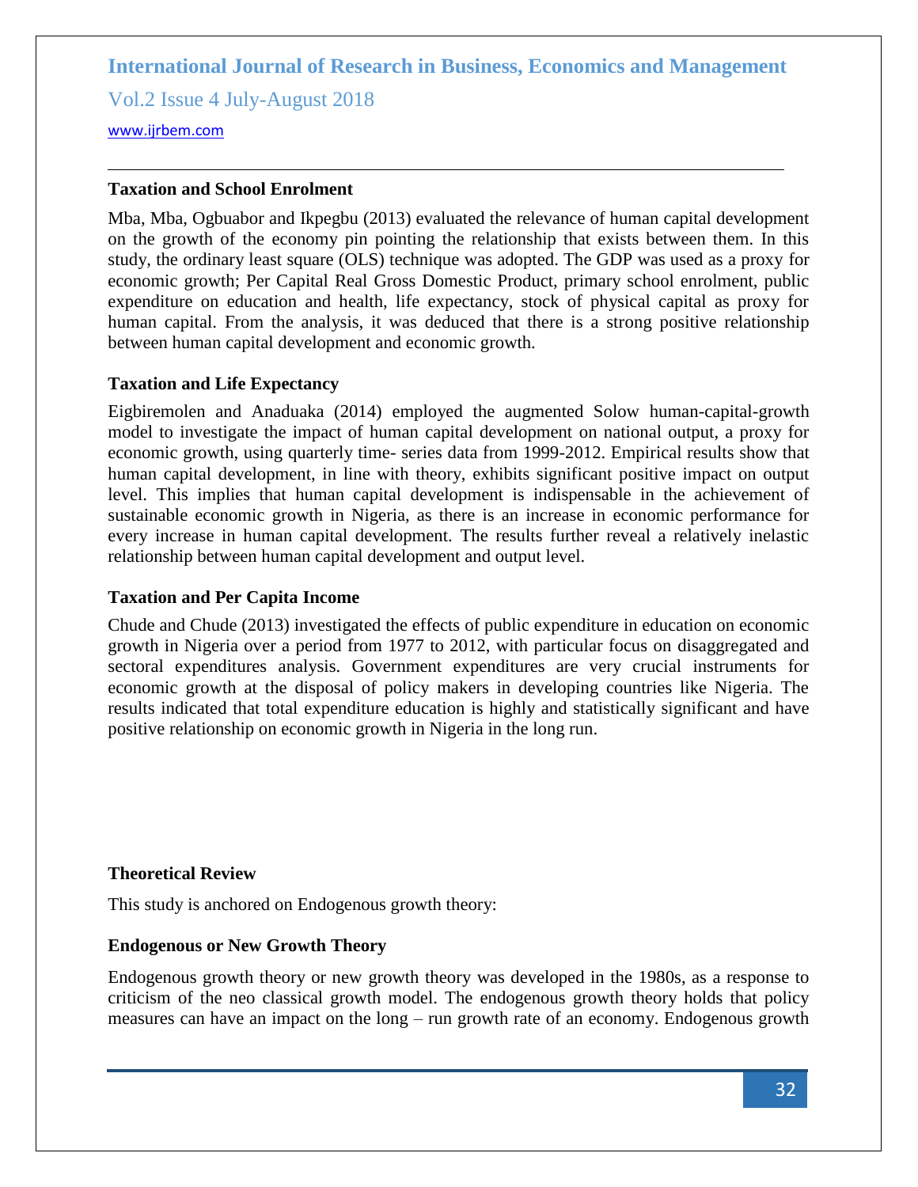### Taxation and School Enrolment

Mba, Mba, Ogbuabor and Ikpegbu (2013) evaluated the relevance of human capital development on the growth of the economy pin pointing the relationship that exists between them. In this study, the ordinary least square (OLS) technique was adopted. The GDP was used as a proxy for economic growth; Per Capital Real Gross Domestic Product, primary school enrolment, public expenditure on education and health, life expectancy, stock of physical capital as proxy for human capital. From the analysis, it was deduced that there is a strong positive relationship between human capital development and economic growth.

### Taxation and Life Expectancy

Eigbiremolen and Anaduaka (2014) employed the augmented Solow human-capital-growth model to investigate the impact of human capital development on national output, a proxy for economic growth, using quarterly time- series data from 1999-2012. Empirical results show that human capital development, in line with theory, exhibits significant positive impact on output level. This implies that human capital development is indispensable in the achievement of sustainable economic growth in Nigeria, as there is an increase in economic performance for every increase in human capital development. The results further reveal a relatively inelastic relationship between human capital development and output level.

### Taxation and Per Capita Income

Chude and Chude (2013) investigated the effects of public expenditure in education on economic growth in Nigeria over a period from 1977 to 2012, with particular focus on disaggregated and sectoral expenditures analysis. Government expenditures are very crucial instruments for economic growth at the disposal of policy makers in developing countries like Nigeria. The results indicated that total expenditure education is highly and statistically significant and have positive relationship on economic growth in Nigeria in the long run.

## Theoretical Review

This study is anchored on Endogenous growth theory:

### Endogenous or New Growth Theory

Endogenous growth theory or new growth theory was developed in the 1980s, as a response to criticism of the neo classical growth model. The endogenous growth theory holds that policy measures can have an impact on the long – run growth rate of an economy. Endogenous growth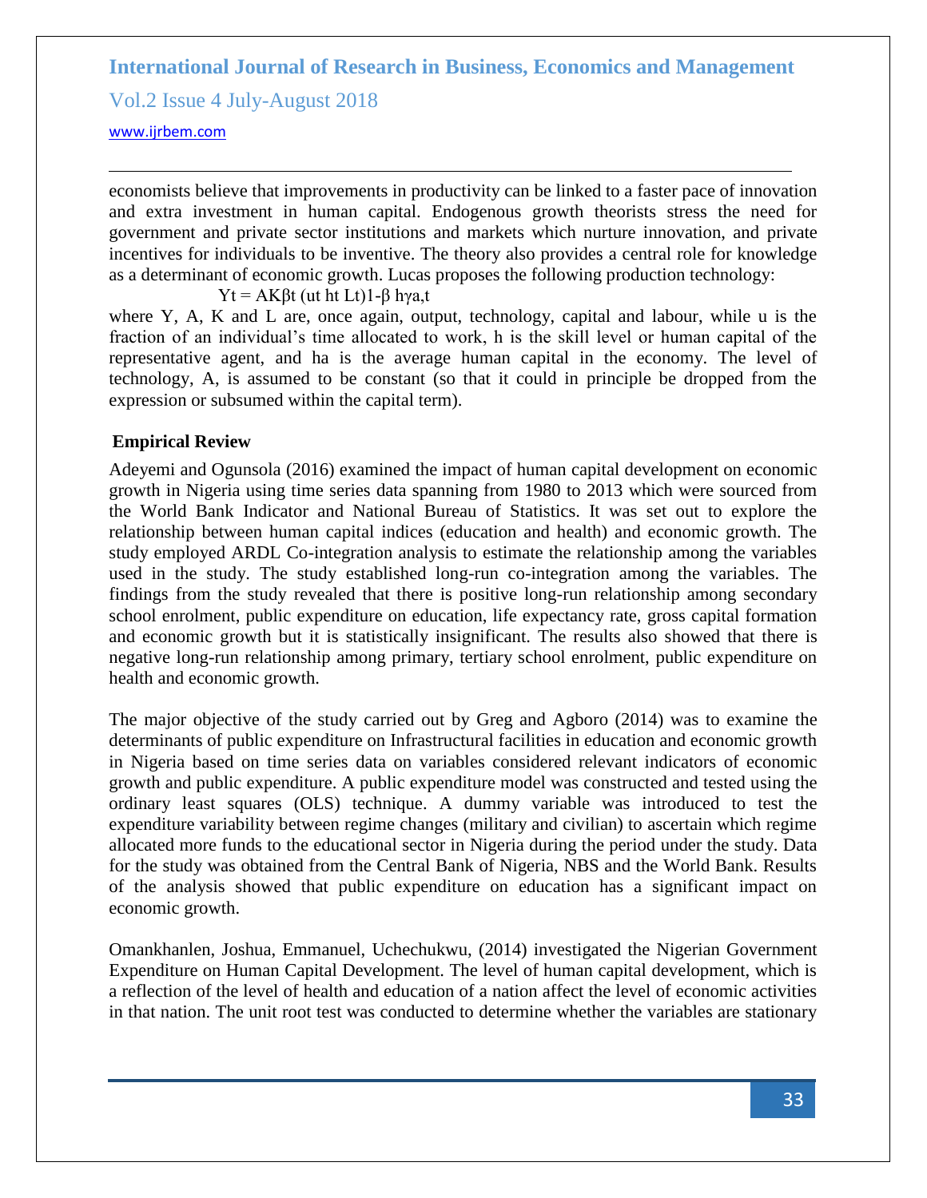economists believe that improvements in productivity can be linked to a faster pace of innovation and extra investment in human capital. Endogenous growth theorists stress the need for government and private sector institutions and markets which nurture innovation, and private incentives for individuals to be inventive. The theory also provides a central role for knowledge as a determinant of economic growth. Lucas proposes the following production technology:

$$Y_t = AK^{\beta}_t (u_t h_t L_t)^{1-\beta} h^{\gamma}_{a,t}$$

where Y, A, K and L are, once again, output, technology, capital and labour, while u is the fraction of an individual's time allocated to work, h is the skill level or human capital of the representative agent, and ha is the average human capital in the economy. The level of technology, A, is assumed to be constant (so that it could in principle be dropped from the expression or subsumed within the capital term).

**Empirical Review**

Adeyemi and Ogunsola (2016) examined the impact of human capital development on economic growth in Nigeria using time series data spanning from 1980 to 2013 which were sourced from the World Bank Indicator and National Bureau of Statistics. It was set out to explore the relationship between human capital indices (education and health) and economic growth. The study employed ARDL Co-integration analysis to estimate the relationship among the variables used in the study. The study established long-run co-integration among the variables. The findings from the study revealed that there is positive long-run relationship among secondary school enrolment, public expenditure on education, life expectancy rate, gross capital formation and economic growth but it is statistically insignificant. The results also showed that there is negative long-run relationship among primary, tertiary school enrolment, public expenditure on health and economic growth.

The major objective of the study carried out by Greg and Agboro (2014) was to examine the determinants of public expenditure on Infrastructural facilities in education and economic growth in Nigeria based on time series data on variables considered relevant indicators of economic growth and public expenditure. A public expenditure model was constructed and tested using the ordinary least squares (OLS) technique. A dummy variable was introduced to test the expenditure variability between regime changes (military and civilian) to ascertain which regime allocated more funds to the educational sector in Nigeria during the period under the study. Data for the study was obtained from the Central Bank of Nigeria, NBS and the World Bank. Results of the analysis showed that public expenditure on education has a significant impact on economic growth.

Omankhanlen, Joshua, Emmanuel, Uchechukwu, (2014) investigated the Nigerian Government Expenditure on Human Capital Development. The level of human capital development, which is a reflection of the level of health and education of a nation affect the level of economic activities in that nation. The unit root test was conducted to determine whether the variables are stationary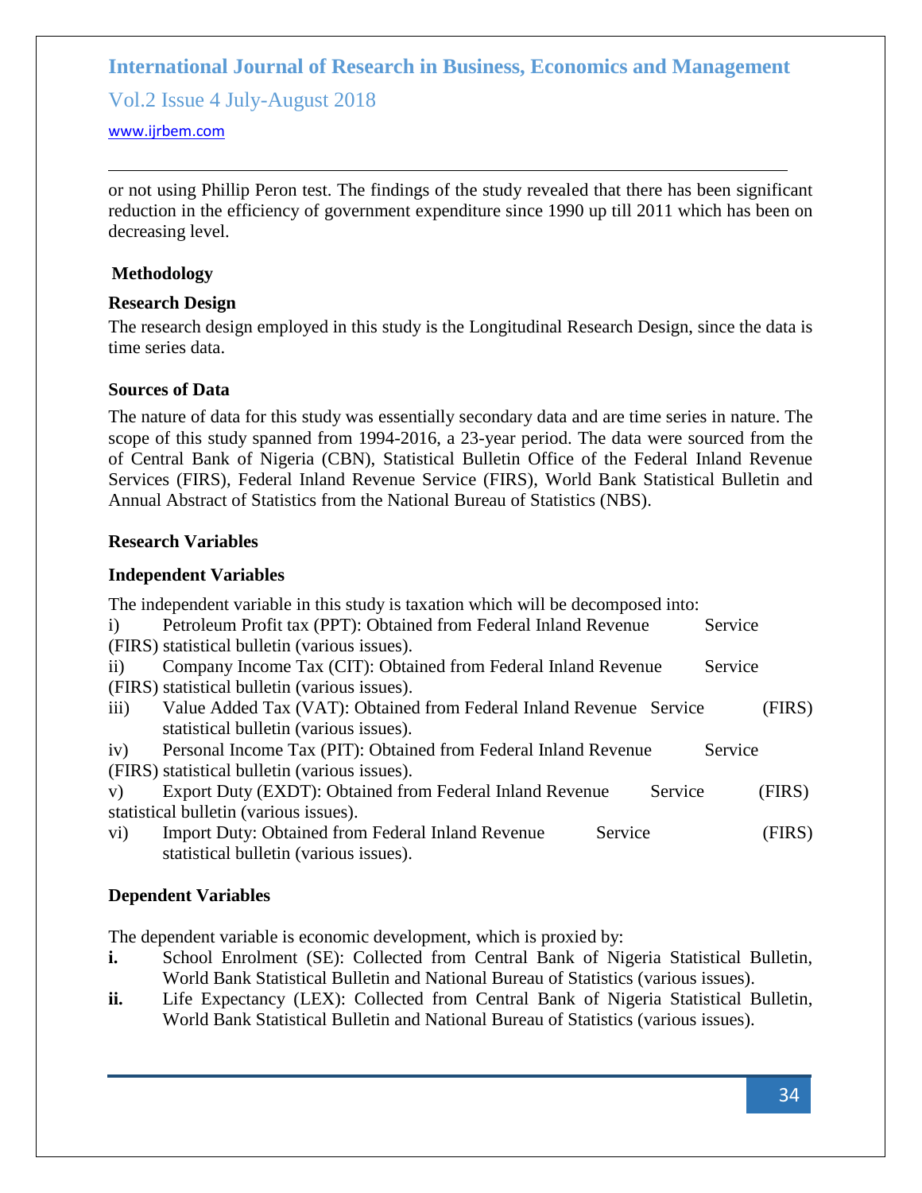or not using Phillip Peron test. The findings of the study revealed that there has been significant reduction in the efficiency of government expenditure since 1990 up till 2011 which has been on decreasing level.

## Methodology

### Research Design

The research design employed in this study is the Longitudinal Research Design, since the data is time series data.

### Sources of Data

The nature of data for this study was essentially secondary data and are time series in nature. The scope of this study spanned from 1994-2016, a 23-year period. The data were sourced from the of Central Bank of Nigeria (CBN), Statistical Bulletin Office of the Federal Inland Revenue Services (FIRS), Federal Inland Revenue Service (FIRS), World Bank Statistical Bulletin and Annual Abstract of Statistics from the National Bureau of Statistics (NBS).

### Research Variables

### Independent Variables

The independent variable in this study is taxation which will be decomposed into:

i) Petroleum Profit tax (PPT): Obtained from Federal Inland Revenue Service (FIRS) statistical bulletin (various issues).

ii) Company Income Tax (CIT): Obtained from Federal Inland Revenue Service (FIRS) statistical bulletin (various issues).

iii) Value Added Tax (VAT): Obtained from Federal Inland Revenue Service (FIRS) statistical bulletin (various issues).

iv) Personal Income Tax (PIT): Obtained from Federal Inland Revenue Service (FIRS) statistical bulletin (various issues).

v) Export Duty (EXDT): Obtained from Federal Inland Revenue Service (FIRS) statistical bulletin (various issues).

vi) Import Duty: Obtained from Federal Inland Revenue Service (FIRS) statistical bulletin (various issues).

### Dependent Variables

The dependent variable is economic development, which is proxied by:

**i.** School Enrolment (SE): Collected from Central Bank of Nigeria Statistical Bulletin, World Bank Statistical Bulletin and National Bureau of Statistics (various issues).

**ii.** Life Expectancy (LEX): Collected from Central Bank of Nigeria Statistical Bulletin, World Bank Statistical Bulletin and National Bureau of Statistics (various issues).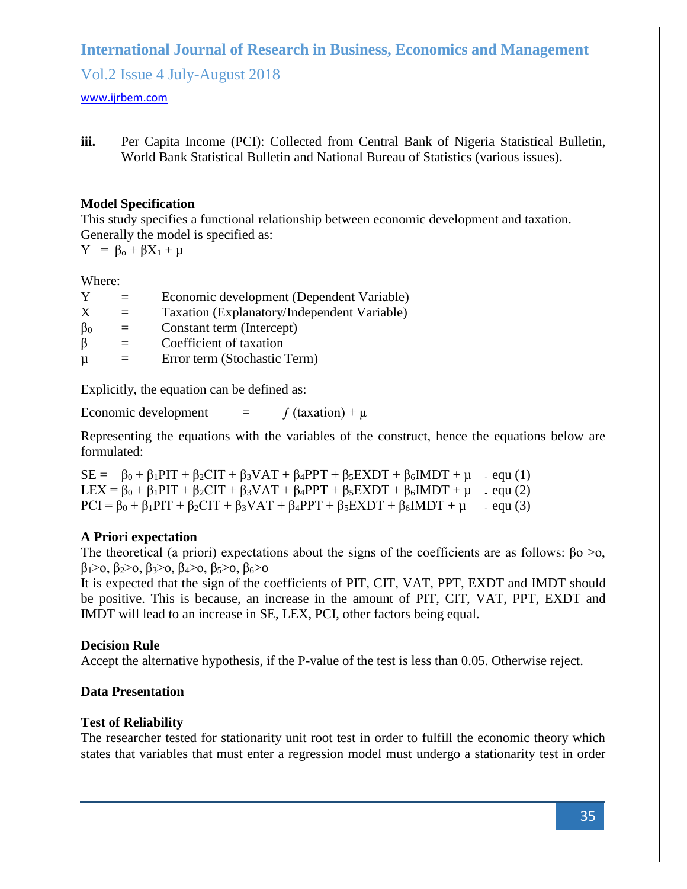iii. Per Capita Income (PCI): Collected from Central Bank of Nigeria Statistical Bulletin, World Bank Statistical Bulletin and National Bureau of Statistics (various issues).

**Model Specification**

This study specifies a functional relationship between economic development and taxation. Generally the model is specified as:

$Y = \beta_o + \beta X_1 + \mu$

Where:

| | | |
|---|---|---|
| Y | = | Economic development (Dependent Variable) |
| X | = | Taxation (Explanatory/Independent Variable) |
| $\beta_0$ | = | Constant term (Intercept) |
| $\beta$ | = | Coefficient of taxation |
| $\mu$ | = | Error term (Stochastic Term) |

Explicitly, the equation can be defined as:

Economic development = $f$ (taxation) + $\mu$

Representing the equations with the variables of the construct, hence the equations below are formulated:

$SE = \beta_0 + \beta_1 PIT + \beta_2 CIT + \beta_3 VAT + \beta_4 PPT + \beta_5 EXDT + \beta_6 IMDT + \mu$ - equ (1)

$LEX = \beta_0 + \beta_1 PIT + \beta_2 CIT + \beta_3 VAT + \beta_4 PPT + \beta_5 EXDT + \beta_6 IMDT + \mu$ - equ (2)

$PCI = \beta_0 + \beta_1 PIT + \beta_2 CIT + \beta_3 VAT + \beta_4 PPT + \beta_5 EXDT + \beta_6 IMDT + \mu$ - equ (3)

**A Priori expectation**

The theoretical (a priori) expectations about the signs of the coefficients are as follows: $\beta o > o$, $\beta_1 > o$, $\beta_2 > o$, $\beta_3 > o$, $\beta_4 > o$, $\beta_5 > o$, $\beta_6 > o$

It is expected that the sign of the coefficients of PIT, CIT, VAT, PPT, EXDT and IMDT should be positive. This is because, an increase in the amount of PIT, CIT, VAT, PPT, EXDT and IMDT will lead to an increase in SE, LEX, PCI, other factors being equal.

**Decision Rule**

Accept the alternative hypothesis, if the P-value of the test is less than 0.05. Otherwise reject.

**Data Presentation**

**Test of Reliability**

The researcher tested for stationarity unit root test in order to fulfill the economic theory which states that variables that must enter a regression model must undergo a stationarity test in order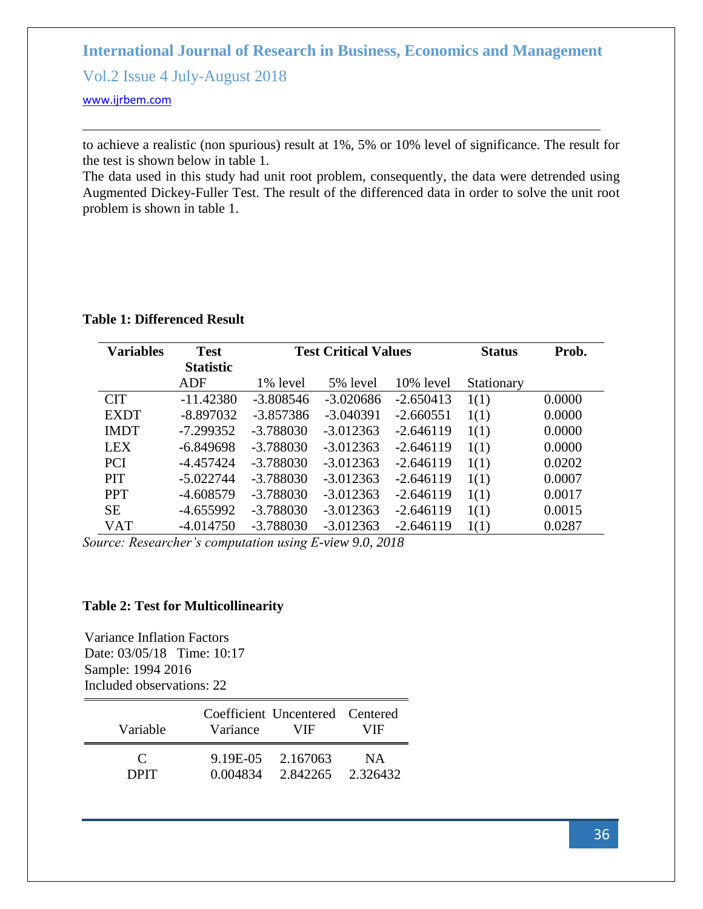to achieve a realistic (non spurious) result at 1%, 5% or 10% level of significance. The result for the test is shown below in table 1.

The data used in this study had unit root problem, consequently, the data were detrended using Augmented Dickey-Fuller Test. The result of the differenced data in order to solve the unit root problem is shown in table 1.

**Table 1: Differenced Result**

| Variables | Test Statistic | Test Critical Values | | | Status | Prob. |
|---|---|---|---|---|---|---|
| | ADF | 1% level | 5% level | 10% level | Stationary | |
| CIT | -11.42380 | -3.808546 | -3.020686 | -2.650413 | 1(1) | 0.0000 |
| EXDT | -8.897032 | -3.857386 | -3.040391 | -2.660551 | 1(1) | 0.0000 |
| IMDT | -7.299352 | -3.788030 | -3.012363 | -2.646119 | 1(1) | 0.0000 |
| LEX | -6.849698 | -3.788030 | -3.012363 | -2.646119 | 1(1) | 0.0000 |
| PCI | -4.457424 | -3.788030 | -3.012363 | -2.646119 | 1(1) | 0.0202 |
| PIT | -5.022744 | -3.788030 | -3.012363 | -2.646119 | 1(1) | 0.0007 |
| PPT | -4.608579 | -3.788030 | -3.012363 | -2.646119 | 1(1) | 0.0017 |
| SE | -4.655992 | -3.788030 | -3.012363 | -2.646119 | 1(1) | 0.0015 |
| VAT | -4.014750 | -3.788030 | -3.012363 | -2.646119 | 1(1) | 0.0287 |

*Source: Researcher's computation using E-view 9.0, 2018*

**Table 2: Test for Multicollinearity**

Variance Inflation Factors
Date: 03/05/18 Time: 10:17
Sample: 1994 2016
Included observations: 22

| Variable | Coefficient Variance | Uncentered VIF | Centered VIF |
|---|---|---|---|
| C | 9.19E-05 | 2.167063 | NA |
| DPIT | 0.004834 | 2.842265 | 2.326432 |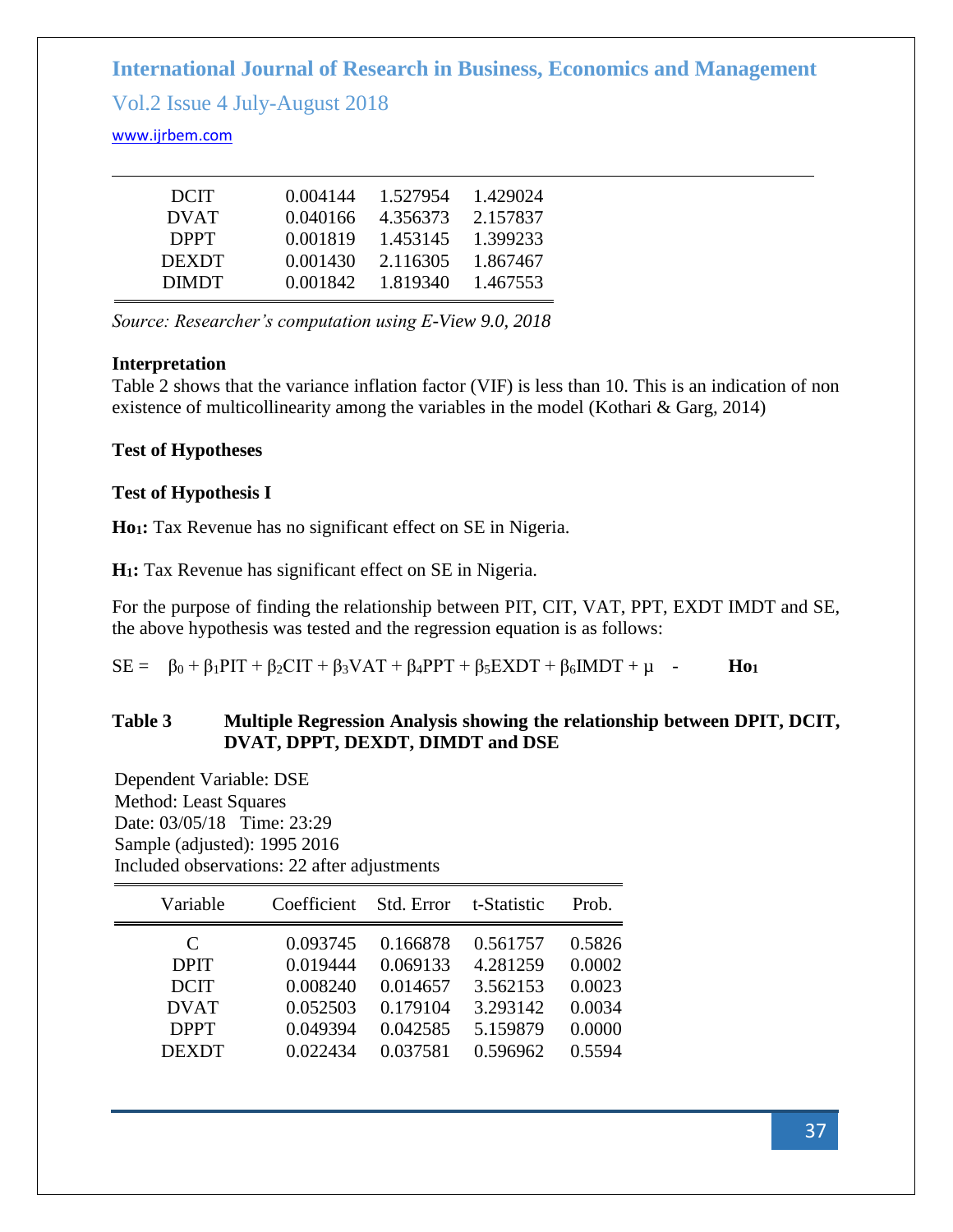| | | | |
|---|---|---|---|
| DCIT | 0.004144 | 1.527954 | 1.429024 |
| DVAT | 0.040166 | 4.356373 | 2.157837 |
| DPPT | 0.001819 | 1.453145 | 1.399233 |
| DEXDT | 0.001430 | 2.116305 | 1.867467 |
| DIMDT | 0.001842 | 1.819340 | 1.467553 |

*Source: Researcher's computation using E-View 9.0, 2018*

**Interpretation**

Table 2 shows that the variance inflation factor (VIF) is less than 10. This is an indication of non existence of multicollinearity among the variables in the model (Kothari & Garg, 2014)

**Test of Hypotheses**

**Test of Hypothesis I**

**$Ho_1$:** Tax Revenue has no significant effect on SE in Nigeria.

**$H_1$:** Tax Revenue has significant effect on SE in Nigeria.

For the purpose of finding the relationship between PIT, CIT, VAT, PPT, EXDT IMDT and SE, the above hypothesis was tested and the regression equation is as follows:

$SE = \beta_0 + \beta_1 PIT + \beta_2 CIT + \beta_3 VAT + \beta_4 PPT + \beta_5 EXDT + \beta_6 IMDT + \mu$ - **$Ho_1$**

**Table 3 Multiple Regression Analysis showing the relationship between DPIT, DCIT, DVAT, DPPT, DEXDT, DIMDT and DSE**

Dependent Variable: DSE
Method: Least Squares
Date: 03/05/18 Time: 23:29
Sample (adjusted): 1995 2016
Included observations: 22 after adjustments

| Variable | Coefficient | Std. Error | t-Statistic | Prob. |
|---|---|---|---|---|
| C | 0.093745 | 0.166878 | 0.561757 | 0.5826 |
| DPIT | 0.019444 | 0.069133 | 4.281259 | 0.0002 |
| DCIT | 0.008240 | 0.014657 | 3.562153 | 0.0023 |
| DVAT | 0.052503 | 0.179104 | 3.293142 | 0.0034 |
| DPPT | 0.049394 | 0.042585 | 5.159879 | 0.0000 |
| DEXDT | 0.022434 | 0.037581 | 0.596962 | 0.5594 |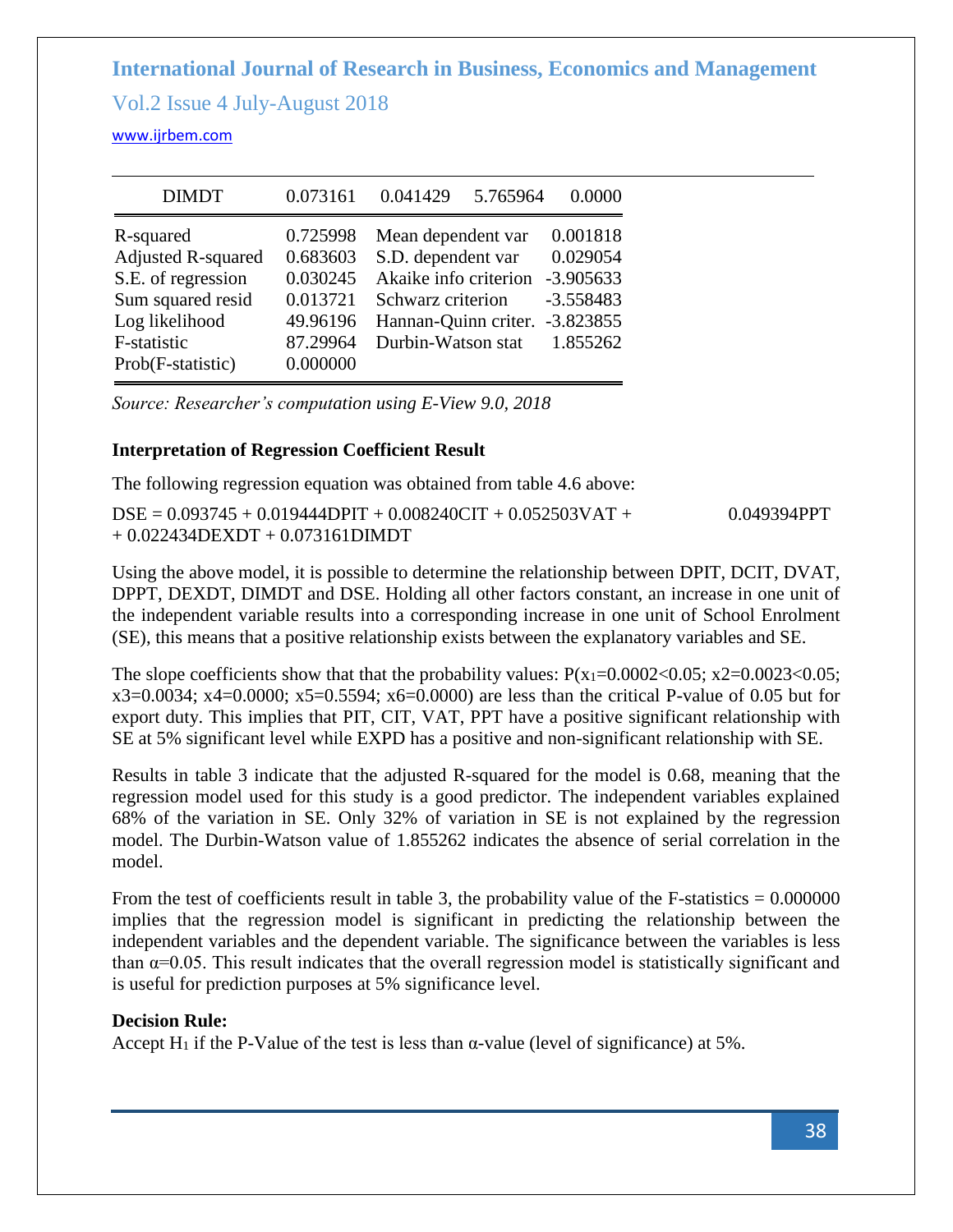| DIMDT | 0.073161 | 0.041429 | 5.765964 | 0.0000 |
|---|---|---|---|---|
| R-squared | 0.725998 | Mean dependent var | | 0.001818 |
| Adjusted R-squared | 0.683603 | S.D. dependent var | | 0.029054 |
| S.E. of regression | 0.030245 | Akaike info criterion | | -3.905633 |
| Sum squared resid | 0.013721 | Schwarz criterion | | -3.558483 |
| Log likelihood | 49.96196 | Hannan-Quinn criter. | | -3.823855 |
| F-statistic | 87.29964 | Durbin-Watson stat | | 1.855262 |
| Prob(F-statistic) | 0.000000 | | | |

*Source: Researcher's computation using E-View 9.0, 2018*

**Interpretation of Regression Coefficient Result**

The following regression equation was obtained from table 4.6 above:

DSE = 0.093745 + 0.019444DPIT + 0.008240CIT + 0.052503VAT + 0.049394PPT + 0.022434DEXDT + 0.073161DIMDT

Using the above model, it is possible to determine the relationship between DPIT, DCIT, DVAT, DPPT, DEXDT, DIMDT and DSE. Holding all other factors constant, an increase in one unit of the independent variable results into a corresponding increase in one unit of School Enrolment (SE), this means that a positive relationship exists between the explanatory variables and SE.

The slope coefficients show that that the probability values: P($x_1$=0.0002<0.05; x2=0.0023<0.05; x3=0.0034; x4=0.0000; x5=0.5594; x6=0.0000) are less than the critical P-value of 0.05 but for export duty. This implies that PIT, CIT, VAT, PPT have a positive significant relationship with SE at 5% significant level while EXPD has a positive and non-significant relationship with SE.

Results in table 3 indicate that the adjusted R-squared for the model is 0.68, meaning that the regression model used for this study is a good predictor. The independent variables explained 68% of the variation in SE. Only 32% of variation in SE is not explained by the regression model. The Durbin-Watson value of 1.855262 indicates the absence of serial correlation in the model.

From the test of coefficients result in table 3, the probability value of the F-statistics = 0.000000 implies that the regression model is significant in predicting the relationship between the independent variables and the dependent variable. The significance between the variables is less than $\alpha$=0.05. This result indicates that the overall regression model is statistically significant and is useful for prediction purposes at 5% significance level.

**Decision Rule:**

Accept $H_1$ if the P-Value of the test is less than $\alpha$-value (level of significance) at 5%.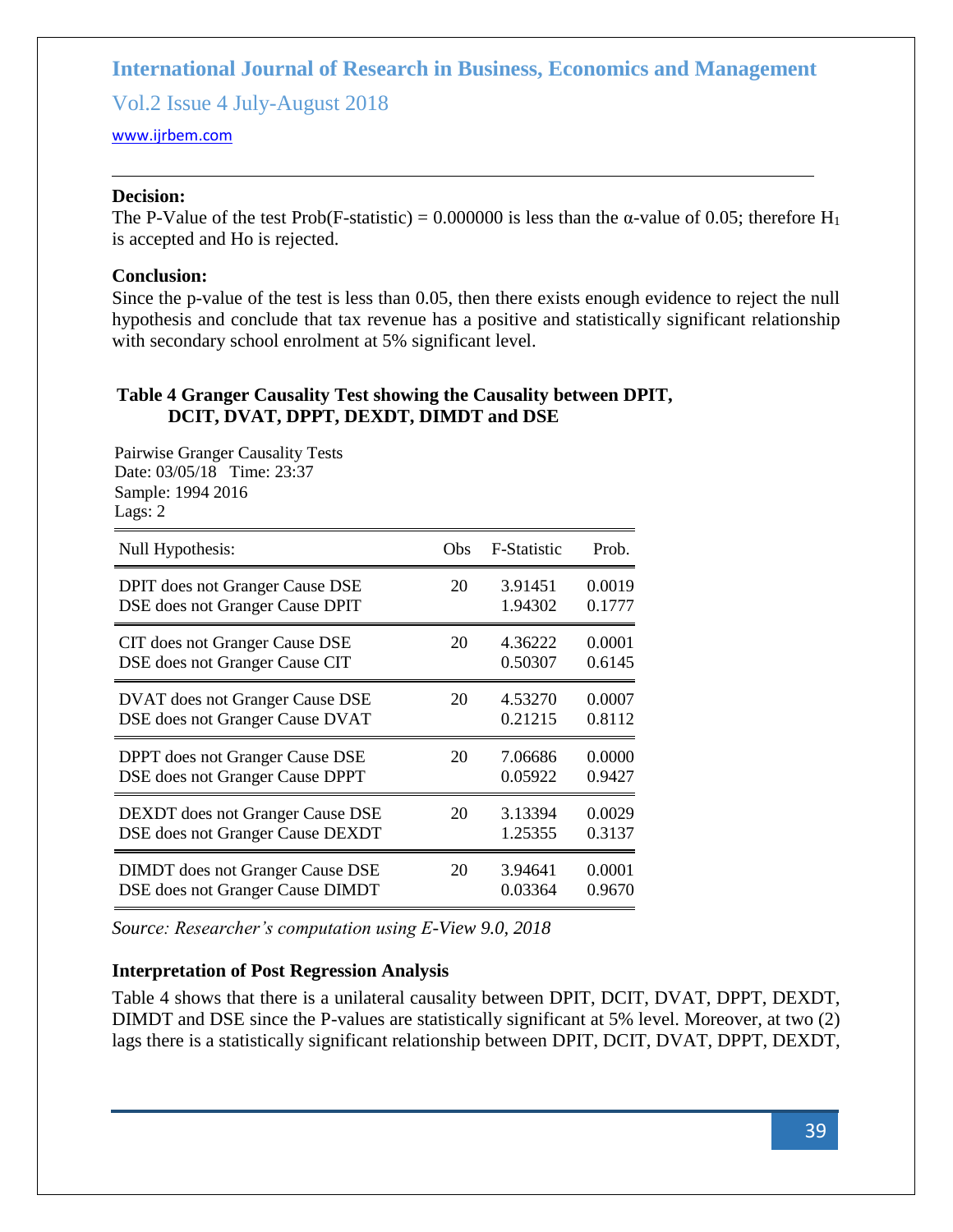**Decision:**

The P-Value of the test Prob(F-statistic) = 0.000000 is less than the α-value of 0.05; therefore $H_1$ is accepted and Ho is rejected.

**Conclusion:**

Since the p-value of the test is less than 0.05, then there exists enough evidence to reject the null hypothesis and conclude that tax revenue has a positive and statistically significant relationship with secondary school enrolment at 5% significant level.

**Table 4 Granger Causality Test showing the Causality between DPIT, DCIT, DVAT, DPPT, DEXDT, DIMDT and DSE**

Pairwise Granger Causality Tests
Date: 03/05/18 Time: 23:37
Sample: 1994 2016
Lags: 2

| Null Hypothesis: | Obs | F-Statistic | Prob. |
|---|---|---|---|
| DPIT does not Granger Cause DSE | 20 | 3.91451 | 0.0019 |
| DSE does not Granger Cause DPIT | | 1.94302 | 0.1777 |
| CIT does not Granger Cause DSE | 20 | 4.36222 | 0.0001 |
| DSE does not Granger Cause CIT | | 0.50307 | 0.6145 |
| DVAT does not Granger Cause DSE | 20 | 4.53270 | 0.0007 |
| DSE does not Granger Cause DVAT | | 0.21215 | 0.8112 |
| DPPT does not Granger Cause DSE | 20 | 7.06686 | 0.0000 |
| DSE does not Granger Cause DPPT | | 0.05922 | 0.9427 |
| DEXDT does not Granger Cause DSE | 20 | 3.13394 | 0.0029 |
| DSE does not Granger Cause DEXDT | | 1.25355 | 0.3137 |
| DIMDT does not Granger Cause DSE | 20 | 3.94641 | 0.0001 |
| DSE does not Granger Cause DIMDT | | 0.03364 | 0.9670 |

*Source: Researcher's computation using E-View 9.0, 2018*

**Interpretation of Post Regression Analysis**

Table 4 shows that there is a unilateral causality between DPIT, DCIT, DVAT, DPPT, DEXDT, DIMDT and DSE since the P-values are statistically significant at 5% level. Moreover, at two (2) lags there is a statistically significant relationship between DPIT, DCIT, DVAT, DPPT, DEXDT,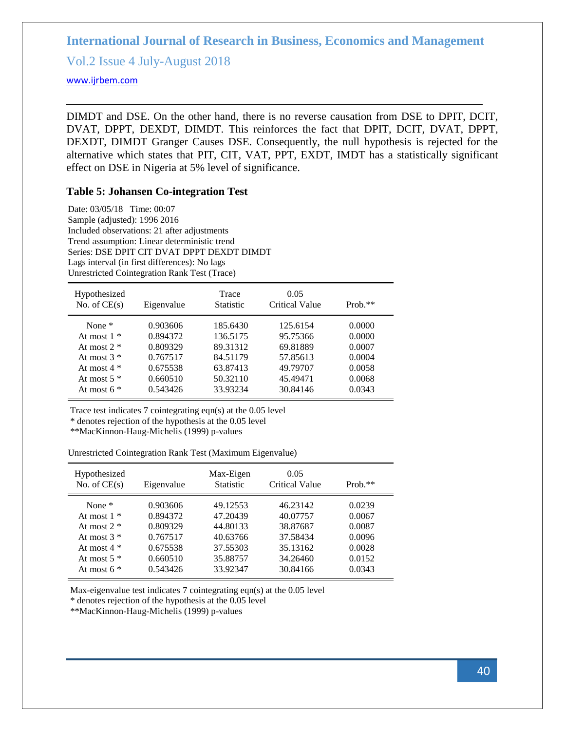DIMDT and DSE. On the other hand, there is no reverse causation from DSE to DPIT, DCIT, DVAT, DPPT, DEXDT, DIMDT. This reinforces the fact that DPIT, DCIT, DVAT, DPPT, DEXDT, DIMDT Granger Causes DSE. Consequently, the null hypothesis is rejected for the alternative which states that PIT, CIT, VAT, PPT, EXDT, IMDT has a statistically significant effect on DSE in Nigeria at 5% level of significance.

### Table 5: Johansen Co-integration Test

Date: 03/05/18 Time: 00:07
Sample (adjusted): 1996 2016
Included observations: 21 after adjustments
Trend assumption: Linear deterministic trend
Series: DSE DPIT CIT DVAT DPPT DEXDT DIMDT
Lags interval (in first differences): No lags
Unrestricted Cointegration Rank Test (Trace)

| Hypothesized No. of CE(s) | Eigenvalue | Trace Statistic | 0.05 Critical Value | Prob.** |
|---|---|---|---|---|
| None * | 0.903606 | 185.6430 | 125.6154 | 0.0000 |
| At most 1 * | 0.894372 | 136.5175 | 95.75366 | 0.0000 |
| At most 2 * | 0.809329 | 89.31312 | 69.81889 | 0.0007 |
| At most 3 * | 0.767517 | 84.51179 | 57.85613 | 0.0004 |
| At most 4 * | 0.675538 | 63.87413 | 49.79707 | 0.0058 |
| At most 5 * | 0.660510 | 50.32110 | 45.49471 | 0.0068 |
| At most 6 * | 0.543426 | 33.93234 | 30.84146 | 0.0343 |

Trace test indicates 7 cointegrating eqn(s) at the 0.05 level
* denotes rejection of the hypothesis at the 0.05 level
**MacKinnon-Haug-Michelis (1999) p-values

Unrestricted Cointegration Rank Test (Maximum Eigenvalue)

| Hypothesized No. of CE(s) | Eigenvalue | Max-Eigen Statistic | 0.05 Critical Value | Prob.** |
|---|---|---|---|---|
| None * | 0.903606 | 49.12553 | 46.23142 | 0.0239 |
| At most 1 * | 0.894372 | 47.20439 | 40.07757 | 0.0067 |
| At most 2 * | 0.809329 | 44.80133 | 38.87687 | 0.0087 |
| At most 3 * | 0.767517 | 40.63766 | 37.58434 | 0.0096 |
| At most 4 * | 0.675538 | 37.55303 | 35.13162 | 0.0028 |
| At most 5 * | 0.660510 | 35.88757 | 34.26460 | 0.0152 |
| At most 6 * | 0.543426 | 33.92347 | 30.84166 | 0.0343 |

Max-eigenvalue test indicates 7 cointegrating eqn(s) at the 0.05 level
* denotes rejection of the hypothesis at the 0.05 level
**MacKinnon-Haug-Michelis (1999) p-values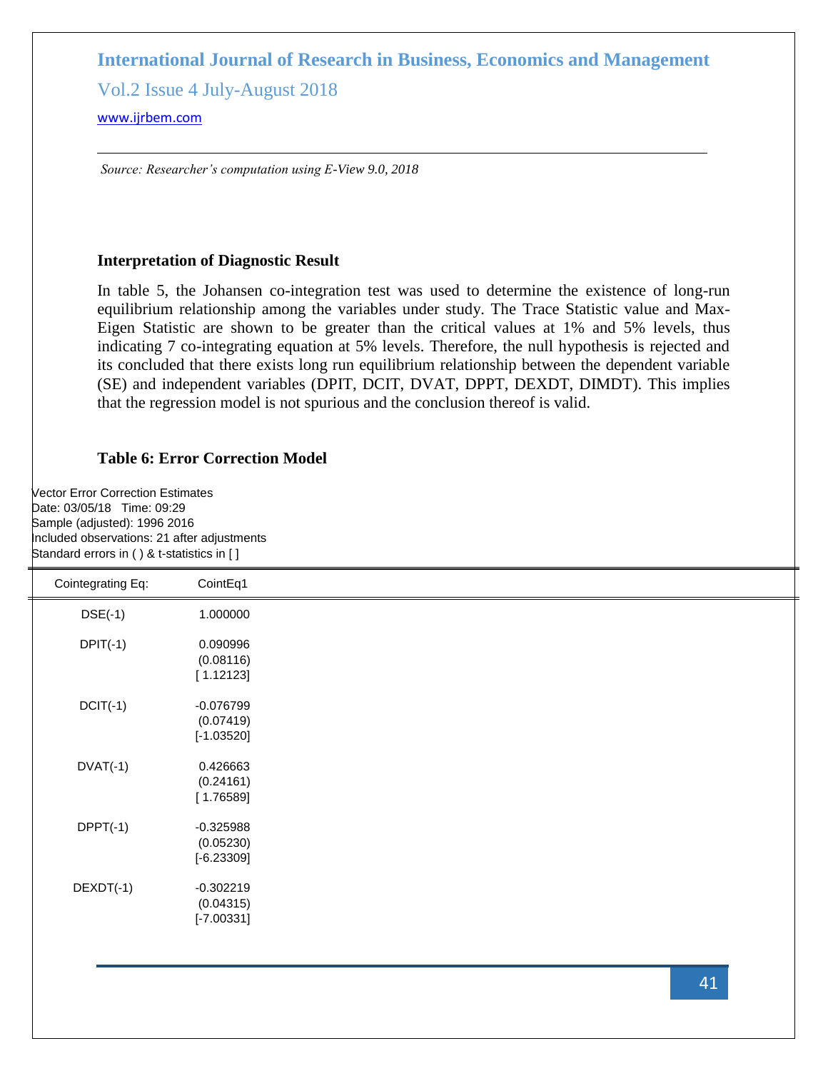*Source: Researcher's computation using E-View 9.0, 2018*

### Interpretation of Diagnostic Result

In table 5, the Johansen co-integration test was used to determine the existence of long-run equilibrium relationship among the variables under study. The Trace Statistic value and Max-Eigen Statistic are shown to be greater than the critical values at 1% and 5% levels, thus indicating 7 co-integrating equation at 5% levels. Therefore, the null hypothesis is rejected and its concluded that there exists long run equilibrium relationship between the dependent variable (SE) and independent variables (DPIT, DCIT, DVAT, DPPT, DEXDT, DIMDT). This implies that the regression model is not spurious and the conclusion thereof is valid.

### Table 6: Error Correction Model

Vector Error Correction Estimates
Date: 03/05/18 Time: 09:29
Sample (adjusted): 1996 2016
Included observations: 21 after adjustments
Standard errors in ( ) & t-statistics in [ ]

| Cointegrating Eq: | CointEq1 |
|---|---|
| DSE(-1) | 1.000000 |
| DPIT(-1) | 0.090996<br>(0.08116)<br>[ 1.12123] |
| DCIT(-1) | -0.076799<br>(0.07419)<br>[-1.03520] |
| DVAT(-1) | 0.426663<br>(0.24161)<br>[ 1.76589] |
| DPPT(-1) | -0.325988<br>(0.05230)<br>[-6.23309] |
| DEXDT(-1) | -0.302219<br>(0.04315)<br>[-7.00331] |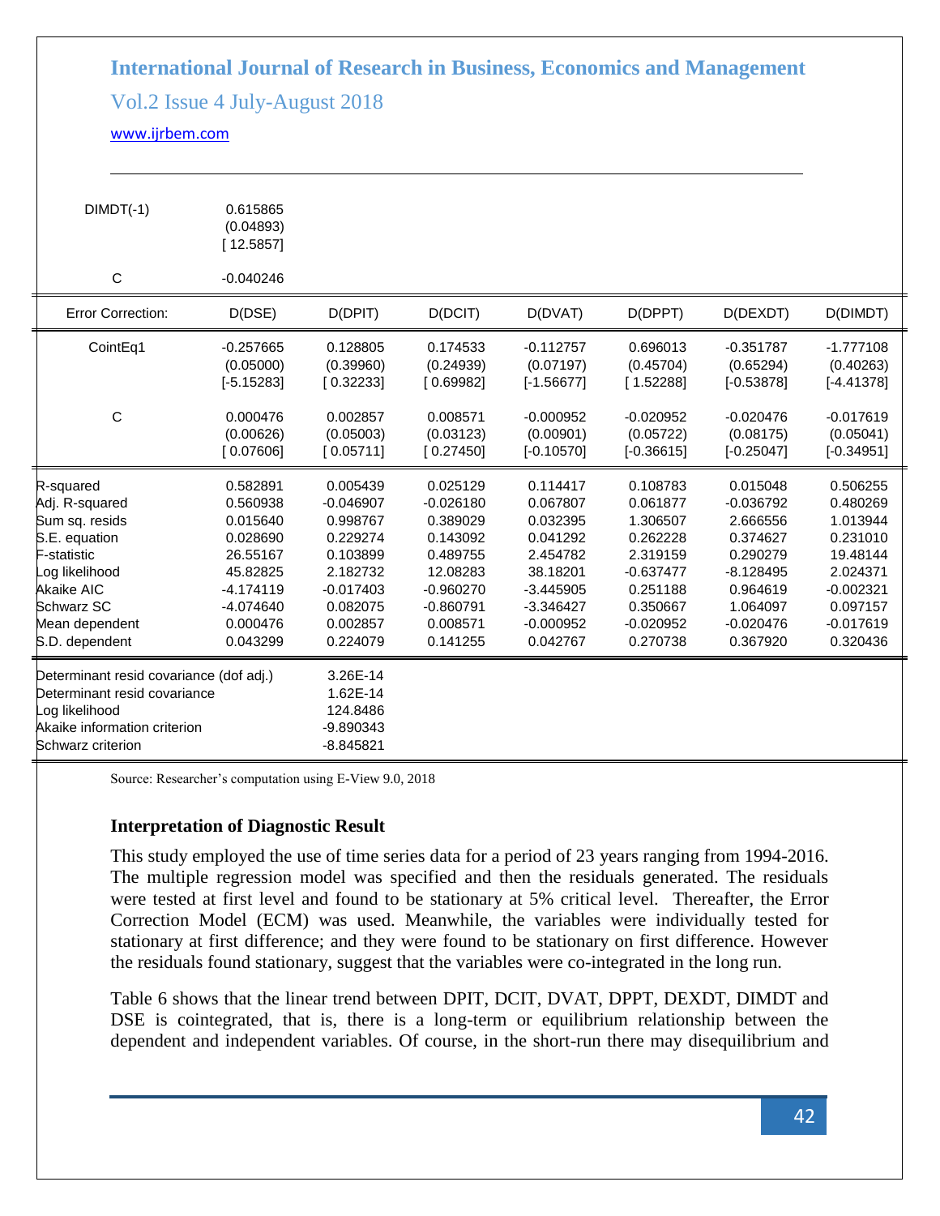| | | | | | | | |
|---|---|---|---|---|---|---|---|
| DIMDT(-1) | 0.615865 | | | | | | |
| | (0.04893) | | | | | | |
| | [ 12.5857] | | | | | | |
| C | -0.040246 | | | | | | |

| Error Correction: | D(DSE) | D(DPIT) | D(DCIT) | D(DVAT) | D(DPPT) | D(DEXDT) | D(DIMDT) |
|---|---|---|---|---|---|---|---|
| CointEq1 | -0.257665 | 0.128805 | 0.174533 | -0.112757 | 0.696013 | -0.351787 | -1.777108 |
| | (0.05000) | (0.39960) | (0.24939) | (0.07197) | (0.45704) | (0.65294) | (0.40263) |
| | [-5.15283] | [ 0.32233] | [ 0.69982] | [-1.56677] | [ 1.52288] | [-0.53878] | [-4.41378] |
| C | 0.000476 | 0.002857 | 0.008571 | -0.000952 | -0.020952 | -0.020476 | -0.017619 |
| | (0.00626) | (0.05003) | (0.03123) | (0.00901) | (0.05722) | (0.08175) | (0.05041) |
| | [ 0.07606] | [ 0.05711] | [ 0.27450] | [-0.10570] | [-0.36615] | [-0.25047] | [-0.34951] |
| R-squared | 0.582891 | 0.005439 | 0.025129 | 0.114417 | 0.108783 | 0.015048 | 0.506255 |
| Adj. R-squared | 0.560938 | -0.046907 | -0.026180 | 0.067807 | 0.061877 | -0.036792 | 0.480269 |
| Sum sq. resids | 0.015640 | 0.998767 | 0.389029 | 0.032395 | 1.306507 | 2.666556 | 1.013944 |
| S.E. equation | 0.028690 | 0.229274 | 0.143092 | 0.041292 | 0.262228 | 0.374627 | 0.231010 |
| F-statistic | 26.55167 | 0.103899 | 0.489755 | 2.454782 | 2.319159 | 0.290279 | 19.48144 |
| Log likelihood | 45.82825 | 2.182732 | 12.08283 | 38.18201 | -0.637477 | -8.128495 | 2.024371 |
| Akaike AIC | -4.174119 | -0.017403 | -0.960270 | -3.445905 | 0.251188 | 0.964619 | -0.002321 |
| Schwarz SC | -4.074640 | 0.082075 | -0.860791 | -3.346427 | 0.350667 | 1.064097 | 0.097157 |
| Mean dependent | 0.000476 | 0.002857 | 0.008571 | -0.000952 | -0.020952 | -0.020476 | -0.017619 |
| S.D. dependent | 0.043299 | 0.224079 | 0.141255 | 0.042767 | 0.270738 | 0.367920 | 0.320436 |

| | |
|---|---|
| Determinant resid covariance (dof adj.) | 3.26E-14 |
| Determinant resid covariance | 1.62E-14 |
| Log likelihood | 124.8486 |
| Akaike information criterion | -9.890343 |
| Schwarz criterion | -8.845821 |

Source: Researcher's computation using E-View 9.0, 2018

### Interpretation of Diagnostic Result

This study employed the use of time series data for a period of 23 years ranging from 1994-2016. The multiple regression model was specified and then the residuals generated. The residuals were tested at first level and found to be stationary at 5% critical level. Thereafter, the Error Correction Model (ECM) was used. Meanwhile, the variables were individually tested for stationary at first difference; and they were found to be stationary on first difference. However the residuals found stationary, suggest that the variables were co-integrated in the long run.

Table 6 shows that the linear trend between DPIT, DCIT, DVAT, DPPT, DEXDT, DIMDT and DSE is cointegrated, that is, there is a long-term or equilibrium relationship between the dependent and independent variables. Of course, in the short-run there may disequilibrium and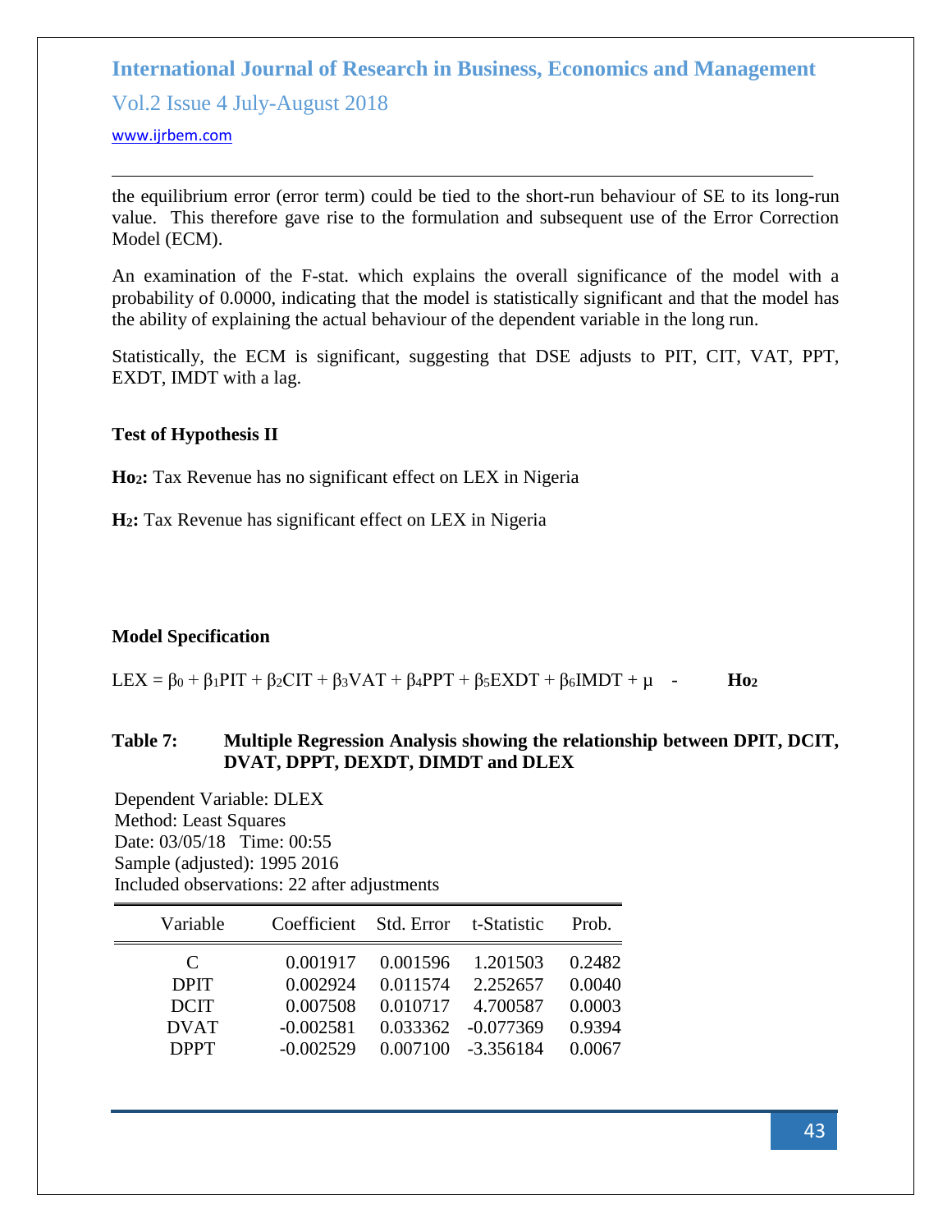the equilibrium error (error term) could be tied to the short-run behaviour of SE to its long-run value. This therefore gave rise to the formulation and subsequent use of the Error Correction Model (ECM).

An examination of the F-stat. which explains the overall significance of the model with a probability of 0.0000, indicating that the model is statistically significant and that the model has the ability of explaining the actual behaviour of the dependent variable in the long run.

Statistically, the ECM is significant, suggesting that DSE adjusts to PIT, CIT, VAT, PPT, EXDT, IMDT with a lag.

**Test of Hypothesis II**

**$Ho_2$:** Tax Revenue has no significant effect on LEX in Nigeria

**$H_2$:** Tax Revenue has significant effect on LEX in Nigeria

**Model Specification**

$$LEX = \beta_0 + \beta_1 PIT + \beta_2 CIT + \beta_3 VAT + \beta_4 PPT + \beta_5 EXDT + \beta_6 IMDT + \mu \quad - \quad \mathbf{Ho_2}$$

**Table 7: Multiple Regression Analysis showing the relationship between DPIT, DCIT, DVAT, DPPT, DEXDT, DIMDT and DLEX**

Dependent Variable: DLEX
Method: Least Squares
Date: 03/05/18 Time: 00:55
Sample (adjusted): 1995 2016
Included observations: 22 after adjustments

| Variable | Coefficient | Std. Error | t-Statistic | Prob. |
|---|---|---|---|---|
| C | 0.001917 | 0.001596 | 1.201503 | 0.2482 |
| DPIT | 0.002924 | 0.011574 | 2.252657 | 0.0040 |
| DCIT | 0.007508 | 0.010717 | 4.700587 | 0.0003 |
| DVAT | -0.002581 | 0.033362 | -0.077369 | 0.9394 |
| DPPT | -0.002529 | 0.007100 | -3.356184 | 0.0067 |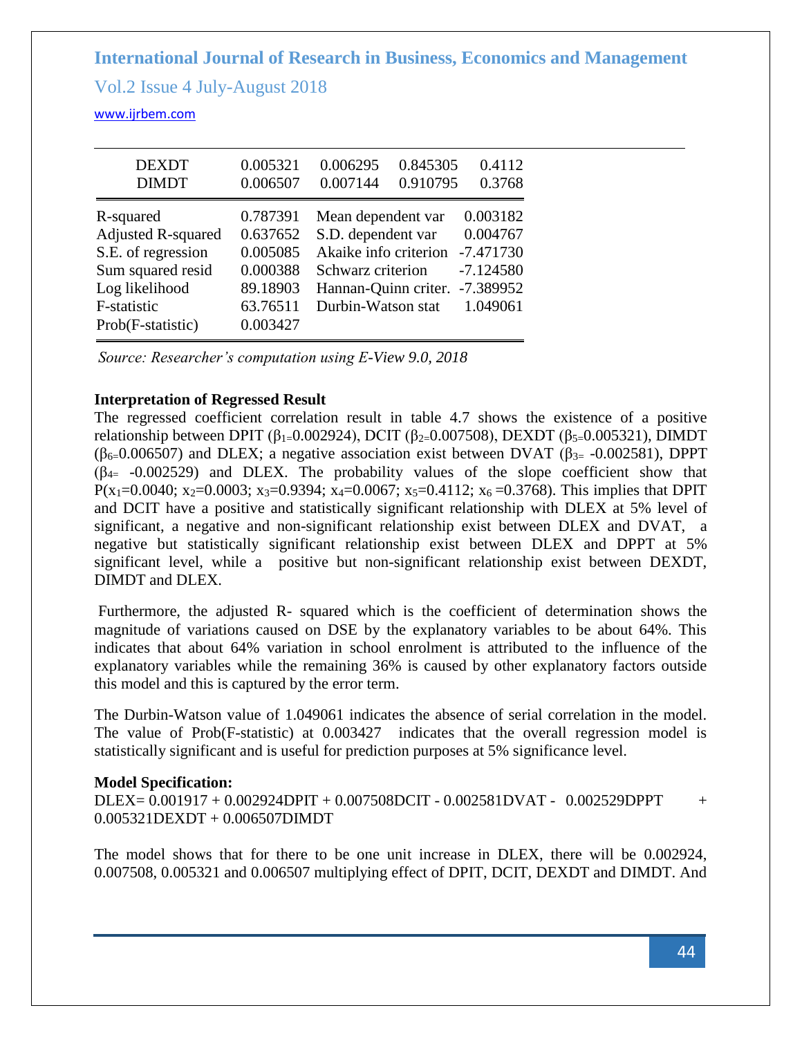| | | | | |
|---|---|---|---|---|
| DEXDT | 0.005321 | 0.006295 | 0.845305 | 0.4112 |
| DIMDT | 0.006507 | 0.007144 | 0.910795 | 0.3768 |

| | | | |
|---|---|---|---|
| R-squared | 0.787391 | Mean dependent var | 0.003182 |
| Adjusted R-squared | 0.637652 | S.D. dependent var | 0.004767 |
| S.E. of regression | 0.005085 | Akaike info criterion | -7.471730 |
| Sum squared resid | 0.000388 | Schwarz criterion | -7.124580 |
| Log likelihood | 89.18903 | Hannan-Quinn criter. | -7.389952 |
| F-statistic | 63.76511 | Durbin-Watson stat | 1.049061 |
| Prob(F-statistic) | 0.003427 | | |

*Source: Researcher's computation using E-View 9.0, 2018*

**Interpretation of Regressed Result**

The regressed coefficient correlation result in table 4.7 shows the existence of a positive relationship between DPIT ($\beta_1$=0.002924), DCIT ($\beta_2$=0.007508), DEXDT ($\beta_5$=0.005321), DIMDT ($\beta_6$=0.006507) and DLEX; a negative association exist between DVAT ($\beta_3$= -0.002581), DPPT ($\beta_4$= -0.002529) and DLEX. The probability values of the slope coefficient show that P($x_1$=0.0040; $x_2$=0.0003; $x_3$=0.9394; $x_4$=0.0067; $x_5$=0.4112; $x_6$ =0.3768). This implies that DPIT and DCIT have a positive and statistically significant relationship with DLEX at 5% level of significant, a negative and non-significant relationship exist between DLEX and DVAT, a negative but statistically significant relationship exist between DLEX and DPPT at 5% significant level, while a positive but non-significant relationship exist between DEXDT, DIMDT and DLEX.

Furthermore, the adjusted R- squared which is the coefficient of determination shows the magnitude of variations caused on DSE by the explanatory variables to be about 64%. This indicates that about 64% variation in school enrolment is attributed to the influence of the explanatory variables while the remaining 36% is caused by other explanatory factors outside this model and this is captured by the error term.

The Durbin-Watson value of 1.049061 indicates the absence of serial correlation in the model. The value of Prob(F-statistic) at 0.003427 indicates that the overall regression model is statistically significant and is useful for prediction purposes at 5% significance level.

**Model Specification:**

DLEX= 0.001917 + 0.002924DPIT + 0.007508DCIT - 0.002581DVAT - 0.002529DPPT + 0.005321DEXDT + 0.006507DIMDT

The model shows that for there to be one unit increase in DLEX, there will be 0.002924, 0.007508, 0.005321 and 0.006507 multiplying effect of DPIT, DCIT, DEXDT and DIMDT. And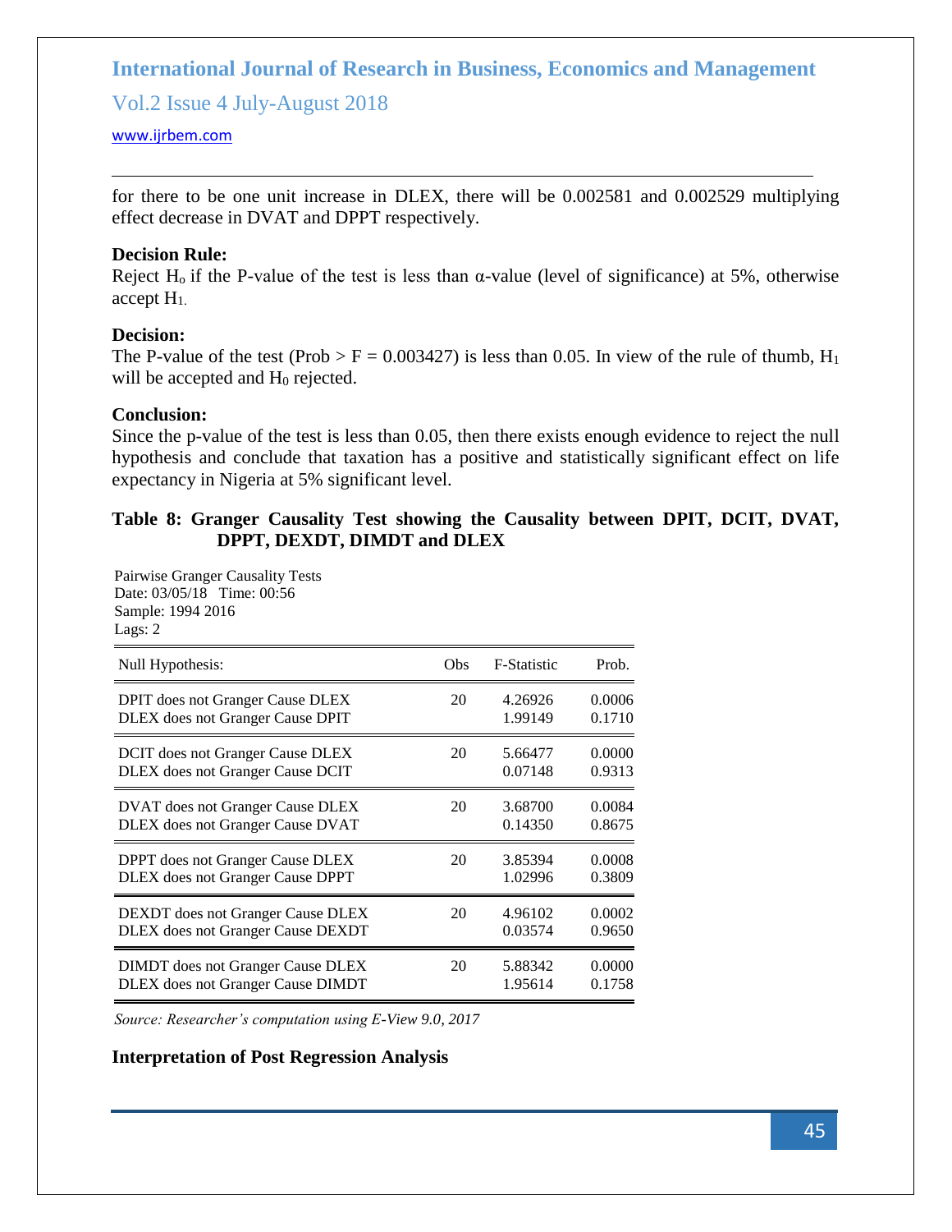for there to be one unit increase in DLEX, there will be 0.002581 and 0.002529 multiplying effect decrease in DVAT and DPPT respectively.

**Decision Rule:**
Reject $H_o$ if the P-value of the test is less than α-value (level of significance) at 5%, otherwise accept $H_1$.

**Decision:**
The P-value of the test (Prob > F = 0.003427) is less than 0.05. In view of the rule of thumb, $H_1$ will be accepted and $H_0$ rejected.

**Conclusion:**
Since the p-value of the test is less than 0.05, then there exists enough evidence to reject the null hypothesis and conclude that taxation has a positive and statistically significant effect on life expectancy in Nigeria at 5% significant level.

**Table 8: Granger Causality Test showing the Causality between DPIT, DCIT, DVAT, DPPT, DEXDT, DIMDT and DLEX**

Pairwise Granger Causality Tests
Date: 03/05/18 Time: 00:56
Sample: 1994 2016
Lags: 2

| Null Hypothesis: | Obs | F-Statistic | Prob. |
|---|---|---|---|
| DPIT does not Granger Cause DLEX | 20 | 4.26926 | 0.0006 |
| DLEX does not Granger Cause DPIT | | 1.99149 | 0.1710 |
| DCIT does not Granger Cause DLEX | 20 | 5.66477 | 0.0000 |
| DLEX does not Granger Cause DCIT | | 0.07148 | 0.9313 |
| DVAT does not Granger Cause DLEX | 20 | 3.68700 | 0.0084 |
| DLEX does not Granger Cause DVAT | | 0.14350 | 0.8675 |
| DPPT does not Granger Cause DLEX | 20 | 3.85394 | 0.0008 |
| DLEX does not Granger Cause DPPT | | 1.02996 | 0.3809 |
| DEXDT does not Granger Cause DLEX | 20 | 4.96102 | 0.0002 |
| DLEX does not Granger Cause DEXDT | | 0.03574 | 0.9650 |
| DIMDT does not Granger Cause DLEX | 20 | 5.88342 | 0.0000 |
| DLEX does not Granger Cause DIMDT | | 1.95614 | 0.1758 |

*Source: Researcher's computation using E-View 9.0, 2017*

**Interpretation of Post Regression Analysis**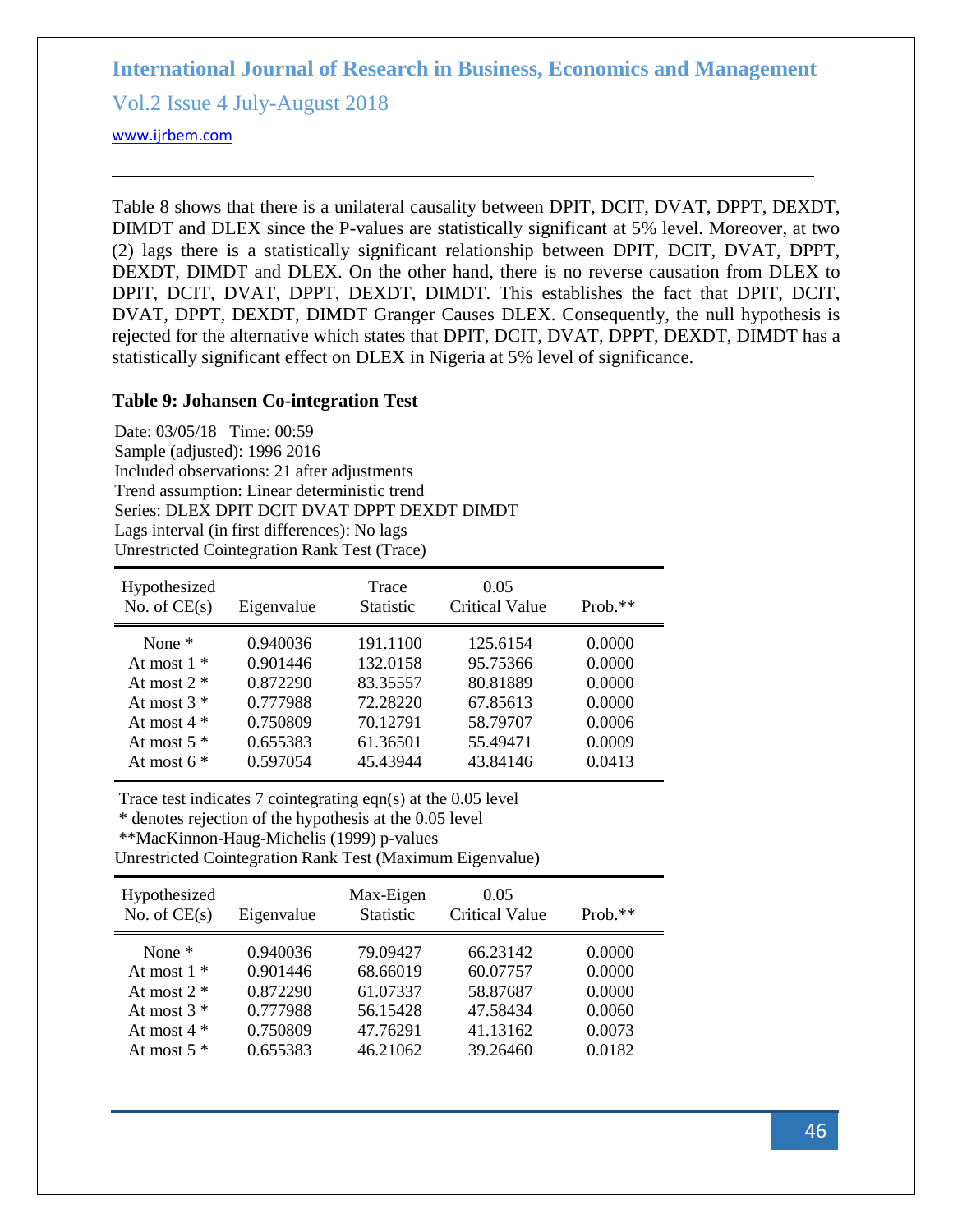Table 8 shows that there is a unilateral causality between DPIT, DCIT, DVAT, DPPT, DEXDT, DIMDT and DLEX since the P-values are statistically significant at 5% level. Moreover, at two (2) lags there is a statistically significant relationship between DPIT, DCIT, DVAT, DPPT, DEXDT, DIMDT and DLEX. On the other hand, there is no reverse causation from DLEX to DPIT, DCIT, DVAT, DPPT, DEXDT, DIMDT. This establishes the fact that DPIT, DCIT, DVAT, DPPT, DEXDT, DIMDT Granger Causes DLEX. Consequently, the null hypothesis is rejected for the alternative which states that DPIT, DCIT, DVAT, DPPT, DEXDT, DIMDT has a statistically significant effect on DLEX in Nigeria at 5% level of significance.

**Table 9: Johansen Co-integration Test**

Date: 03/05/18 Time: 00:59
Sample (adjusted): 1996 2016
Included observations: 21 after adjustments
Trend assumption: Linear deterministic trend
Series: DLEX DPIT DCIT DVAT DPPT DEXDT DIMDT
Lags interval (in first differences): No lags
Unrestricted Cointegration Rank Test (Trace)

| Hypothesized No. of CE(s) | Eigenvalue | Trace Statistic | 0.05 Critical Value | Prob.** |
|---|---|---|---|---|
| None * | 0.940036 | 191.1100 | 125.6154 | 0.0000 |
| At most 1 * | 0.901446 | 132.0158 | 95.75366 | 0.0000 |
| At most 2 * | 0.872290 | 83.35557 | 80.81889 | 0.0000 |
| At most 3 * | 0.777988 | 72.28220 | 67.85613 | 0.0000 |
| At most 4 * | 0.750809 | 70.12791 | 58.79707 | 0.0006 |
| At most 5 * | 0.655383 | 61.36501 | 55.49471 | 0.0009 |
| At most 6 * | 0.597054 | 45.43944 | 43.84146 | 0.0413 |

Trace test indicates 7 cointegrating eqn(s) at the 0.05 level
* denotes rejection of the hypothesis at the 0.05 level
**MacKinnon-Haug-Michelis (1999) p-values
Unrestricted Cointegration Rank Test (Maximum Eigenvalue)

| Hypothesized No. of CE(s) | Eigenvalue | Max-Eigen Statistic | 0.05 Critical Value | Prob.** |
|---|---|---|---|---|
| None * | 0.940036 | 79.09427 | 66.23142 | 0.0000 |
| At most 1 * | 0.901446 | 68.66019 | 60.07757 | 0.0000 |
| At most 2 * | 0.872290 | 61.07337 | 58.87687 | 0.0000 |
| At most 3 * | 0.777988 | 56.15428 | 47.58434 | 0.0060 |
| At most 4 * | 0.750809 | 47.76291 | 41.13162 | 0.0073 |
| At most 5 * | 0.655383 | 46.21062 | 39.26460 | 0.0182 |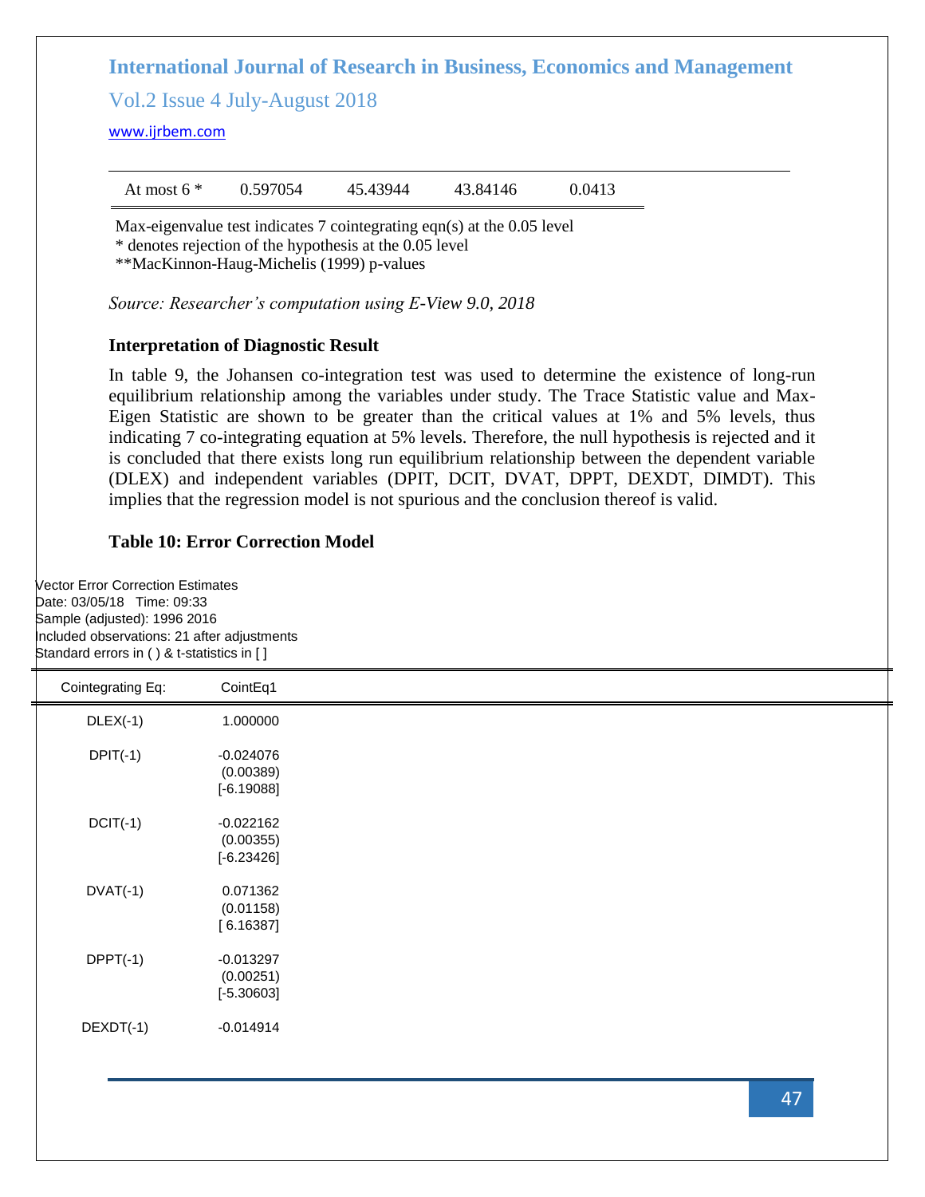| At most 6 * | 0.597054 | 45.43944 | 43.84146 | 0.0413 |
|---|---|---|---|---|

Max-eigenvalue test indicates 7 cointegrating eqn(s) at the 0.05 level
* denotes rejection of the hypothesis at the 0.05 level
**MacKinnon-Haug-Michelis (1999) p-values

*Source: Researcher's computation using E-View 9.0, 2018*

**Interpretation of Diagnostic Result**

In table 9, the Johansen co-integration test was used to determine the existence of long-run equilibrium relationship among the variables under study. The Trace Statistic value and Max-Eigen Statistic are shown to be greater than the critical values at 1% and 5% levels, thus indicating 7 co-integrating equation at 5% levels. Therefore, the null hypothesis is rejected and it is concluded that there exists long run equilibrium relationship between the dependent variable (DLEX) and independent variables (DPIT, DCIT, DVAT, DPPT, DEXDT, DIMDT). This implies that the regression model is not spurious and the conclusion thereof is valid.

**Table 10: Error Correction Model**

Vector Error Correction Estimates
Date: 03/05/18 Time: 09:33
Sample (adjusted): 1996 2016
Included observations: 21 after adjustments
Standard errors in ( ) & t-statistics in [ ]

| Cointegrating Eq: | CointEq1 |
|---|---|
| DLEX(-1) | 1.000000 |
| DPIT(-1) | -0.024076<br>(0.00389)<br>[-6.19088] |
| DCIT(-1) | -0.022162<br>(0.00355)<br>[-6.23426] |
| DVAT(-1) | 0.071362<br>(0.01158)<br>[ 6.16387] |
| DPPT(-1) | -0.013297<br>(0.00251)<br>[-5.30603] |
| DEXDT(-1) | -0.014914 |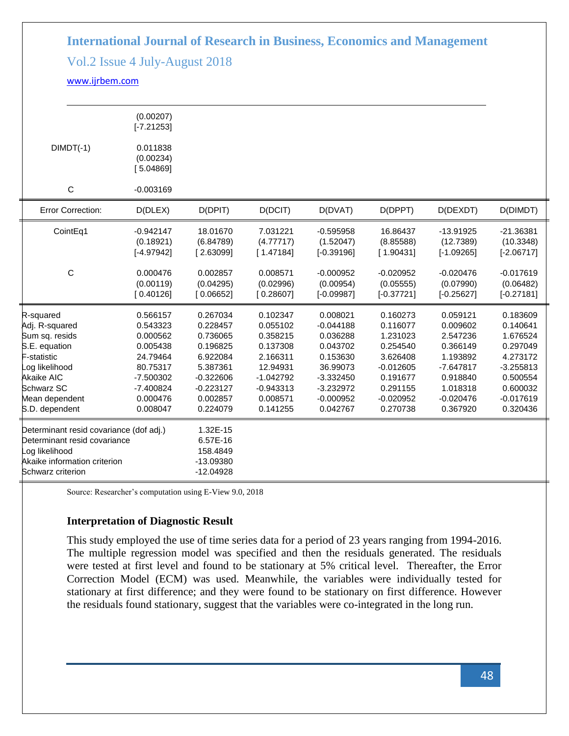| | | | | | | | |
|---|---|---|---|---|---|---|---|
| | (0.00207) | | | | | | |
| | [-7.21253] | | | | | | |
| DIMDT(-1) | 0.011838 | | | | | | |
| | (0.00234) | | | | | | |
| | [ 5.04869] | | | | | | |
| C | -0.003169 | | | | | | |

| Error Correction: | D(DLEX) | D(DPIT) | D(DCIT) | D(DVAT) | D(DPPT) | D(DEXDT) | D(DIMDT) |
|---|---|---|---|---|---|---|---|
| CointEq1 | -0.942147 | 18.01670 | 7.031221 | -0.595958 | 16.86437 | -13.91925 | -21.36381 |
| | (0.18921) | (6.84789) | (4.77717) | (1.52047) | (8.85588) | (12.7389) | (10.3348) |
| | [-4.97942] | [ 2.63099] | [ 1.47184] | [-0.39196] | [ 1.90431] | [-1.09265] | [-2.06717] |
| C | 0.000476 | 0.002857 | 0.008571 | -0.000952 | -0.020952 | -0.020476 | -0.017619 |
| | (0.00119) | (0.04295) | (0.02996) | (0.00954) | (0.05555) | (0.07990) | (0.06482) |
| | [ 0.40126] | [ 0.06652] | [ 0.28607] | [-0.09987] | [-0.37721] | [-0.25627] | [-0.27181] |
| R-squared | 0.566157 | 0.267034 | 0.102347 | 0.008021 | 0.160273 | 0.059121 | 0.183609 |
| Adj. R-squared | 0.543323 | 0.228457 | 0.055102 | -0.044188 | 0.116077 | 0.009602 | 0.140641 |
| Sum sq. resids | 0.000562 | 0.736065 | 0.358215 | 0.036288 | 1.231023 | 2.547236 | 1.676524 |
| S.E. equation | 0.005438 | 0.196825 | 0.137308 | 0.043702 | 0.254540 | 0.366149 | 0.297049 |
| F-statistic | 24.79464 | 6.922084 | 2.166311 | 0.153630 | 3.626408 | 1.193892 | 4.273172 |
| Log likelihood | 80.75317 | 5.387361 | 12.94931 | 36.99073 | -0.012605 | -7.647817 | -3.255813 |
| Akaike AIC | -7.500302 | -0.322606 | -1.042792 | -3.332450 | 0.191677 | 0.918840 | 0.500554 |
| Schwarz SC | -7.400824 | -0.223127 | -0.943313 | -3.232972 | 0.291155 | 1.018318 | 0.600032 |
| Mean dependent | 0.000476 | 0.002857 | 0.008571 | -0.000952 | -0.020952 | -0.020476 | -0.017619 |
| S.D. dependent | 0.008047 | 0.224079 | 0.141255 | 0.042767 | 0.270738 | 0.367920 | 0.320436 |

| | |
|---|---|
| Determinant resid covariance (dof adj.) | 1.32E-15 |
| Determinant resid covariance | 6.57E-16 |
| Log likelihood | 158.4849 |
| Akaike information criterion | -13.09380 |
| Schwarz criterion | -12.04928 |

Source: Researcher's computation using E-View 9.0, 2018

### Interpretation of Diagnostic Result

This study employed the use of time series data for a period of 23 years ranging from 1994-2016. The multiple regression model was specified and then the residuals generated. The residuals were tested at first level and found to be stationary at 5% critical level. Thereafter, the Error Correction Model (ECM) was used. Meanwhile, the variables were individually tested for stationary at first difference; and they were found to be stationary on first difference. However the residuals found stationary, suggest that the variables were co-integrated in the long run.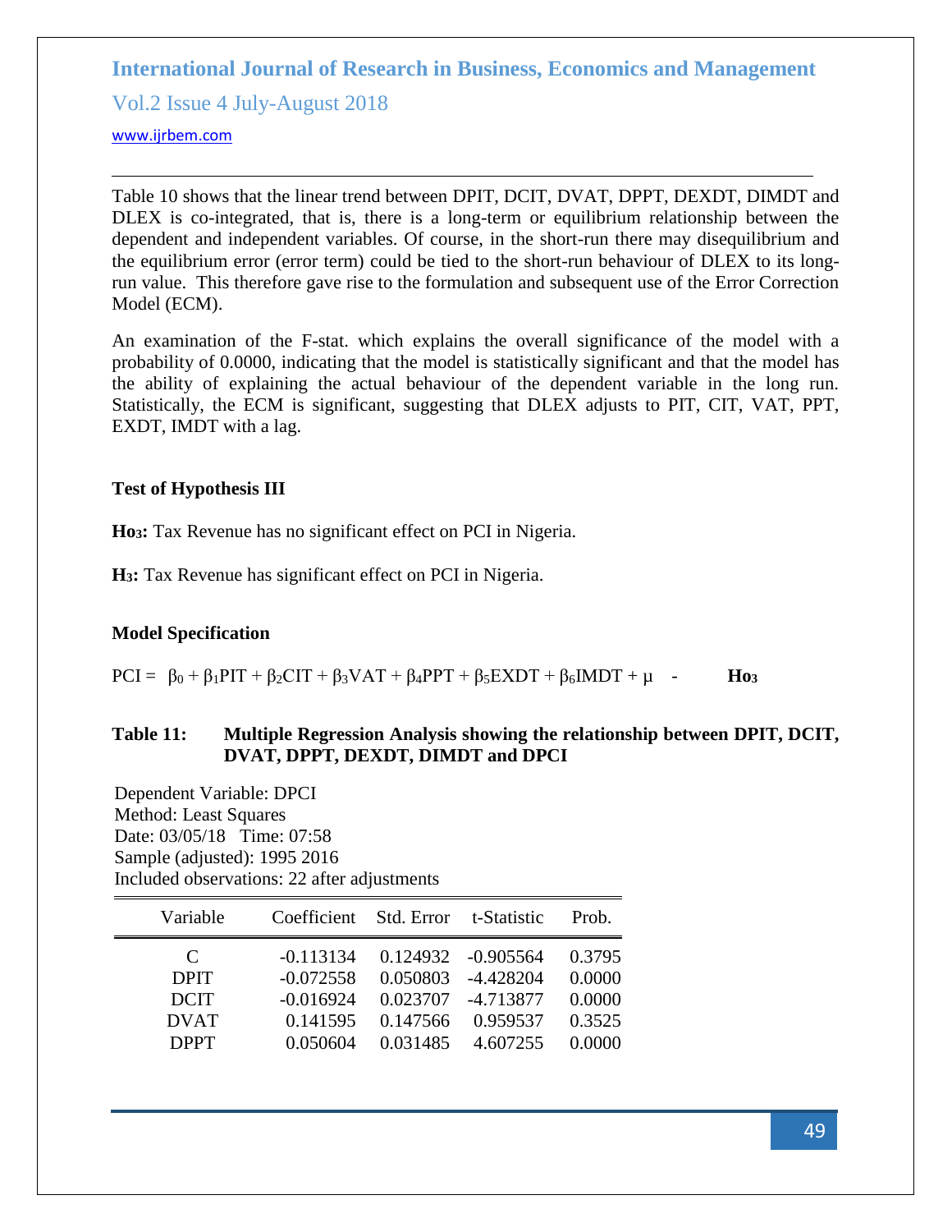Table 10 shows that the linear trend between DPIT, DCIT, DVAT, DPPT, DEXDT, DIMDT and DLEX is co-integrated, that is, there is a long-term or equilibrium relationship between the dependent and independent variables. Of course, in the short-run there may disequilibrium and the equilibrium error (error term) could be tied to the short-run behaviour of DLEX to its long-run value. This therefore gave rise to the formulation and subsequent use of the Error Correction Model (ECM).

An examination of the F-stat. which explains the overall significance of the model with a probability of 0.0000, indicating that the model is statistically significant and that the model has the ability of explaining the actual behaviour of the dependent variable in the long run. Statistically, the ECM is significant, suggesting that DLEX adjusts to PIT, CIT, VAT, PPT, EXDT, IMDT with a lag.

**Test of Hypothesis III**

**$Ho_3$:** Tax Revenue has no significant effect on PCI in Nigeria.

**$H_3$:** Tax Revenue has significant effect on PCI in Nigeria.

**Model Specification**

$$PCI = \beta_0 + \beta_1 PIT + \beta_2 CIT + \beta_3 VAT + \beta_4 PPT + \beta_5 EXDT + \beta_6 IMDT + \mu \quad - \quad Ho_3$$

**Table 11: Multiple Regression Analysis showing the relationship between DPIT, DCIT, DVAT, DPPT, DEXDT, DIMDT and DPCI**

Dependent Variable: DPCI
Method: Least Squares
Date: 03/05/18 Time: 07:58
Sample (adjusted): 1995 2016
Included observations: 22 after adjustments

| Variable | Coefficient | Std. Error | t-Statistic | Prob. |
|---|---|---|---|---|
| C | -0.113134 | 0.124932 | -0.905564 | 0.3795 |
| DPIT | -0.072558 | 0.050803 | -4.428204 | 0.0000 |
| DCIT | -0.016924 | 0.023707 | -4.713877 | 0.0000 |
| DVAT | 0.141595 | 0.147566 | 0.959537 | 0.3525 |
| DPPT | 0.050604 | 0.031485 | 4.607255 | 0.0000 |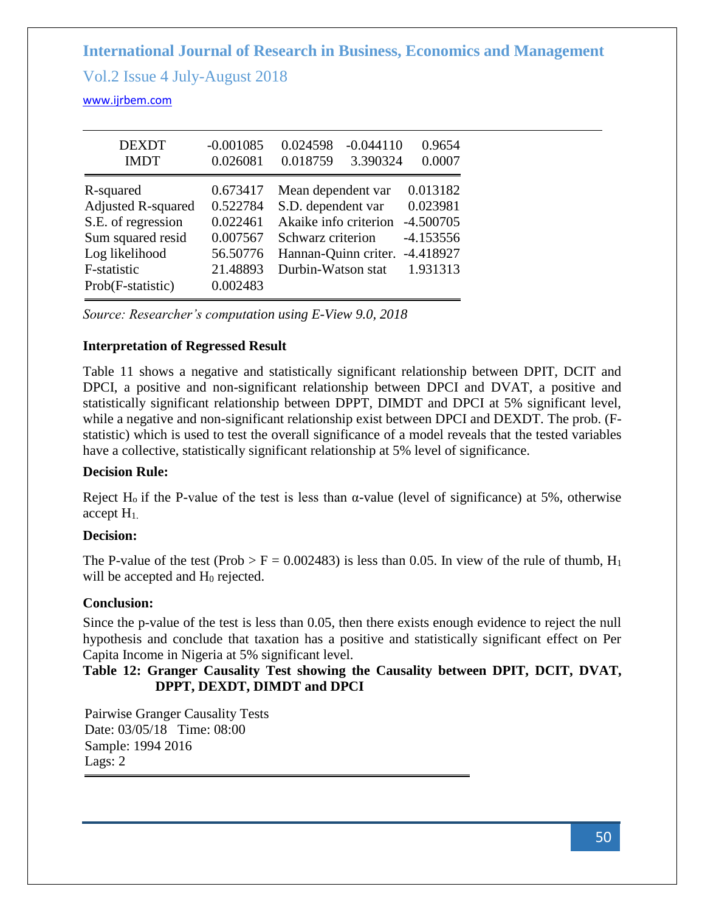| DEXDT | -0.001085 | 0.024598 | -0.044110 | 0.9654 |
|---|---|---|---|---|
| IMDT | 0.026081 | 0.018759 | 3.390324 | 0.0007 |

| | | | |
|---|---|---|---|
| R-squared | 0.673417 | Mean dependent var | 0.013182 |
| Adjusted R-squared | 0.522784 | S.D. dependent var | 0.023981 |
| S.E. of regression | 0.022461 | Akaike info criterion | -4.500705 |
| Sum squared resid | 0.007567 | Schwarz criterion | -4.153556 |
| Log likelihood | 56.50776 | Hannan-Quinn criter. | -4.418927 |
| F-statistic | 21.48893 | Durbin-Watson stat | 1.931313 |
| Prob(F-statistic) | 0.002483 | | |

*Source: Researcher's computation using E-View 9.0, 2018*

**Interpretation of Regressed Result**

Table 11 shows a negative and statistically significant relationship between DPIT, DCIT and DPCI, a positive and non-significant relationship between DPCI and DVAT, a positive and statistically significant relationship between DPPT, DIMDT and DPCI at 5% significant level, while a negative and non-significant relationship exist between DPCI and DEXDT. The prob. (F-statistic) which is used to test the overall significance of a model reveals that the tested variables have a collective, statistically significant relationship at 5% level of significance.

**Decision Rule:**

Reject $H_o$ if the P-value of the test is less than α-value (level of significance) at 5%, otherwise accept $H_1$.

**Decision:**

The P-value of the test (Prob > F = 0.002483) is less than 0.05. In view of the rule of thumb, $H_1$ will be accepted and $H_0$ rejected.

**Conclusion:**

Since the p-value of the test is less than 0.05, then there exists enough evidence to reject the null hypothesis and conclude that taxation has a positive and statistically significant effect on Per Capita Income in Nigeria at 5% significant level.

**Table 12: Granger Causality Test showing the Causality between DPIT, DCIT, DVAT, DPPT, DEXDT, DIMDT and DPCI**

Pairwise Granger Causality Tests
Date: 03/05/18 Time: 08:00
Sample: 1994 2016
Lags: 2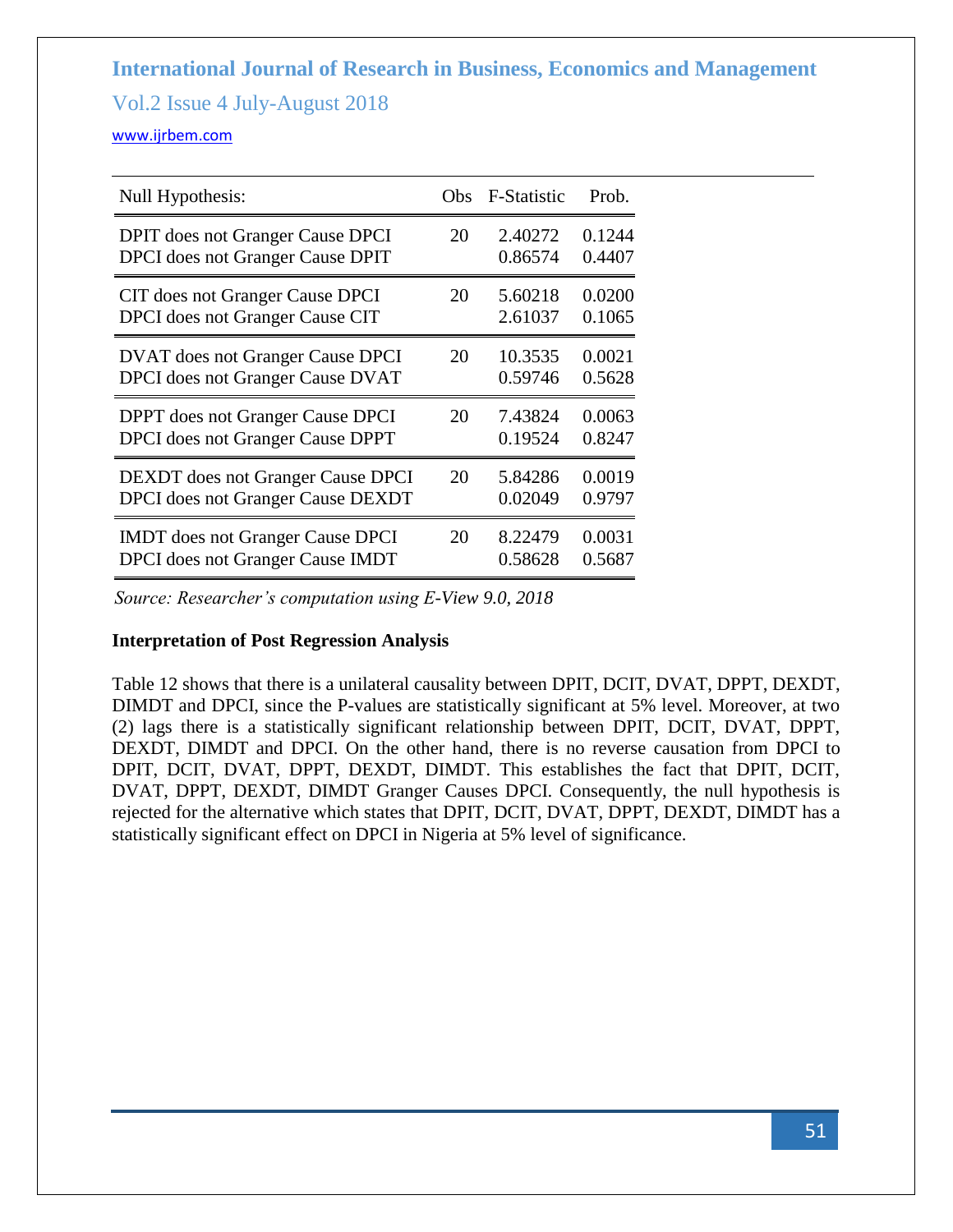| Null Hypothesis: | Obs | F-Statistic | Prob. |
|---|---|---|---|
| DPIT does not Granger Cause DPCI | 20 | 2.40272 | 0.1244 |
| DPCI does not Granger Cause DPIT | | 0.86574 | 0.4407 |
| CIT does not Granger Cause DPCI | 20 | 5.60218 | 0.0200 |
| DPCI does not Granger Cause CIT | | 2.61037 | 0.1065 |
| DVAT does not Granger Cause DPCI | 20 | 10.3535 | 0.0021 |
| DPCI does not Granger Cause DVAT | | 0.59746 | 0.5628 |
| DPPT does not Granger Cause DPCI | 20 | 7.43824 | 0.0063 |
| DPCI does not Granger Cause DPPT | | 0.19524 | 0.8247 |
| DEXDT does not Granger Cause DPCI | 20 | 5.84286 | 0.0019 |
| DPCI does not Granger Cause DEXDT | | 0.02049 | 0.9797 |
| IMDT does not Granger Cause DPCI | 20 | 8.22479 | 0.0031 |
| DPCI does not Granger Cause IMDT | | 0.58628 | 0.5687 |

*Source: Researcher's computation using E-View 9.0, 2018*

**Interpretation of Post Regression Analysis**

Table 12 shows that there is a unilateral causality between DPIT, DCIT, DVAT, DPPT, DEXDT, DIMDT and DPCI, since the P-values are statistically significant at 5% level. Moreover, at two (2) lags there is a statistically significant relationship between DPIT, DCIT, DVAT, DPPT, DEXDT, DIMDT and DPCI. On the other hand, there is no reverse causation from DPCI to DPIT, DCIT, DVAT, DPPT, DEXDT, DIMDT. This establishes the fact that DPIT, DCIT, DVAT, DPPT, DEXDT, DIMDT Granger Causes DPCI. Consequently, the null hypothesis is rejected for the alternative which states that DPIT, DCIT, DVAT, DPPT, DEXDT, DIMDT has a statistically significant effect on DPCI in Nigeria at 5% level of significance.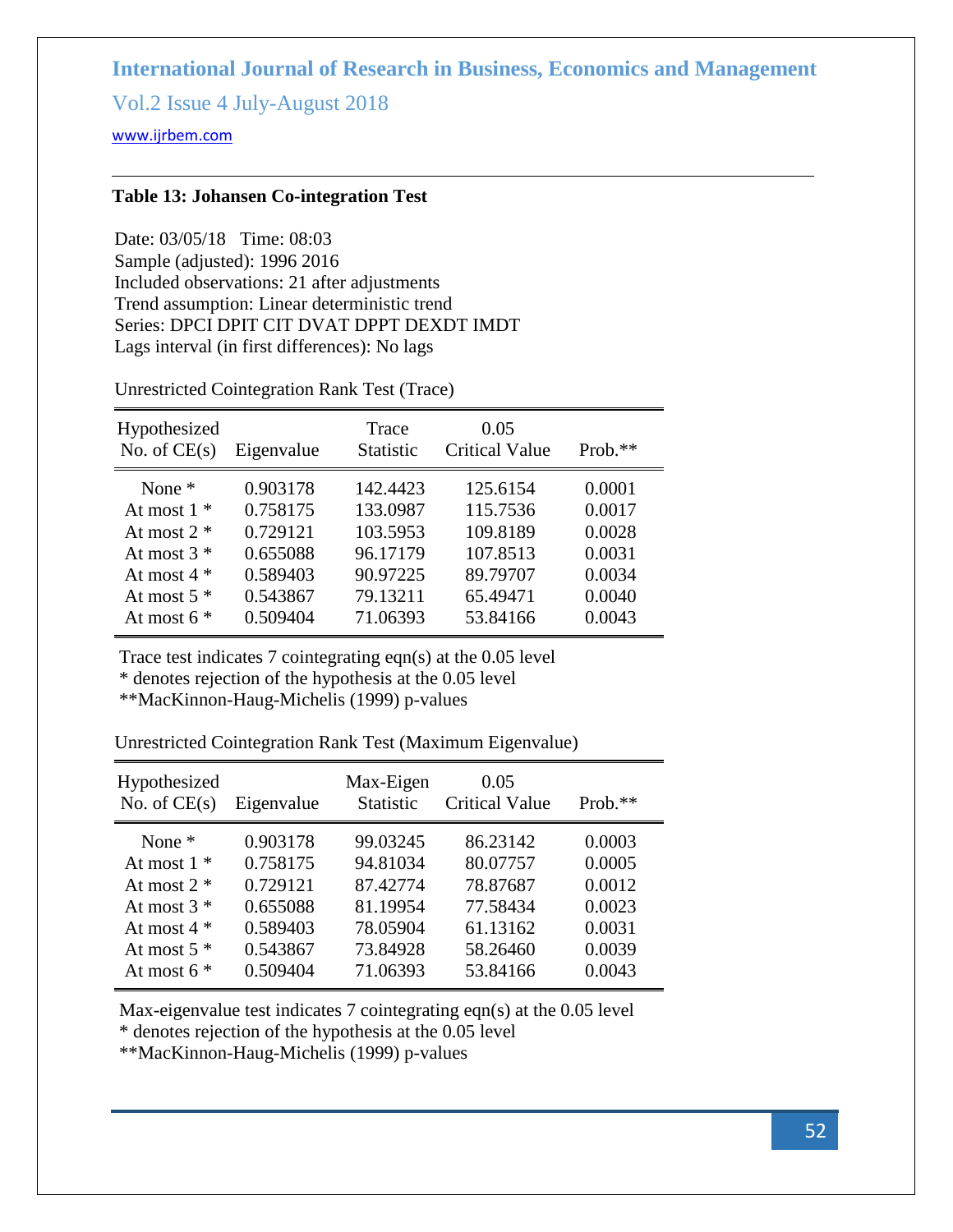**Table 13: Johansen Co-integration Test**

Date: 03/05/18 Time: 08:03
Sample (adjusted): 1996 2016
Included observations: 21 after adjustments
Trend assumption: Linear deterministic trend
Series: DPCI DPIT CIT DVAT DPPT DEXDT IMDT
Lags interval (in first differences): No lags

Unrestricted Cointegration Rank Test (Trace)

| Hypothesized No. of CE(s) | Eigenvalue | Trace Statistic | 0.05 Critical Value | Prob.** |
|---|---|---|---|---|
| None * | 0.903178 | 142.4423 | 125.6154 | 0.0001 |
| At most 1 * | 0.758175 | 133.0987 | 115.7536 | 0.0017 |
| At most 2 * | 0.729121 | 103.5953 | 109.8189 | 0.0028 |
| At most 3 * | 0.655088 | 96.17179 | 107.8513 | 0.0031 |
| At most 4 * | 0.589403 | 90.97225 | 89.79707 | 0.0034 |
| At most 5 * | 0.543867 | 79.13211 | 65.49471 | 0.0040 |
| At most 6 * | 0.509404 | 71.06393 | 53.84166 | 0.0043 |

Trace test indicates 7 cointegrating eqn(s) at the 0.05 level
* denotes rejection of the hypothesis at the 0.05 level
**MacKinnon-Haug-Michelis (1999) p-values

Unrestricted Cointegration Rank Test (Maximum Eigenvalue)

| Hypothesized No. of CE(s) | Eigenvalue | Max-Eigen Statistic | 0.05 Critical Value | Prob.** |
|---|---|---|---|---|
| None * | 0.903178 | 99.03245 | 86.23142 | 0.0003 |
| At most 1 * | 0.758175 | 94.81034 | 80.07757 | 0.0005 |
| At most 2 * | 0.729121 | 87.42774 | 78.87687 | 0.0012 |
| At most 3 * | 0.655088 | 81.19954 | 77.58434 | 0.0023 |
| At most 4 * | 0.589403 | 78.05904 | 61.13162 | 0.0031 |
| At most 5 * | 0.543867 | 73.84928 | 58.26460 | 0.0039 |
| At most 6 * | 0.509404 | 71.06393 | 53.84166 | 0.0043 |

Max-eigenvalue test indicates 7 cointegrating eqn(s) at the 0.05 level
* denotes rejection of the hypothesis at the 0.05 level
**MacKinnon-Haug-Michelis (1999) p-values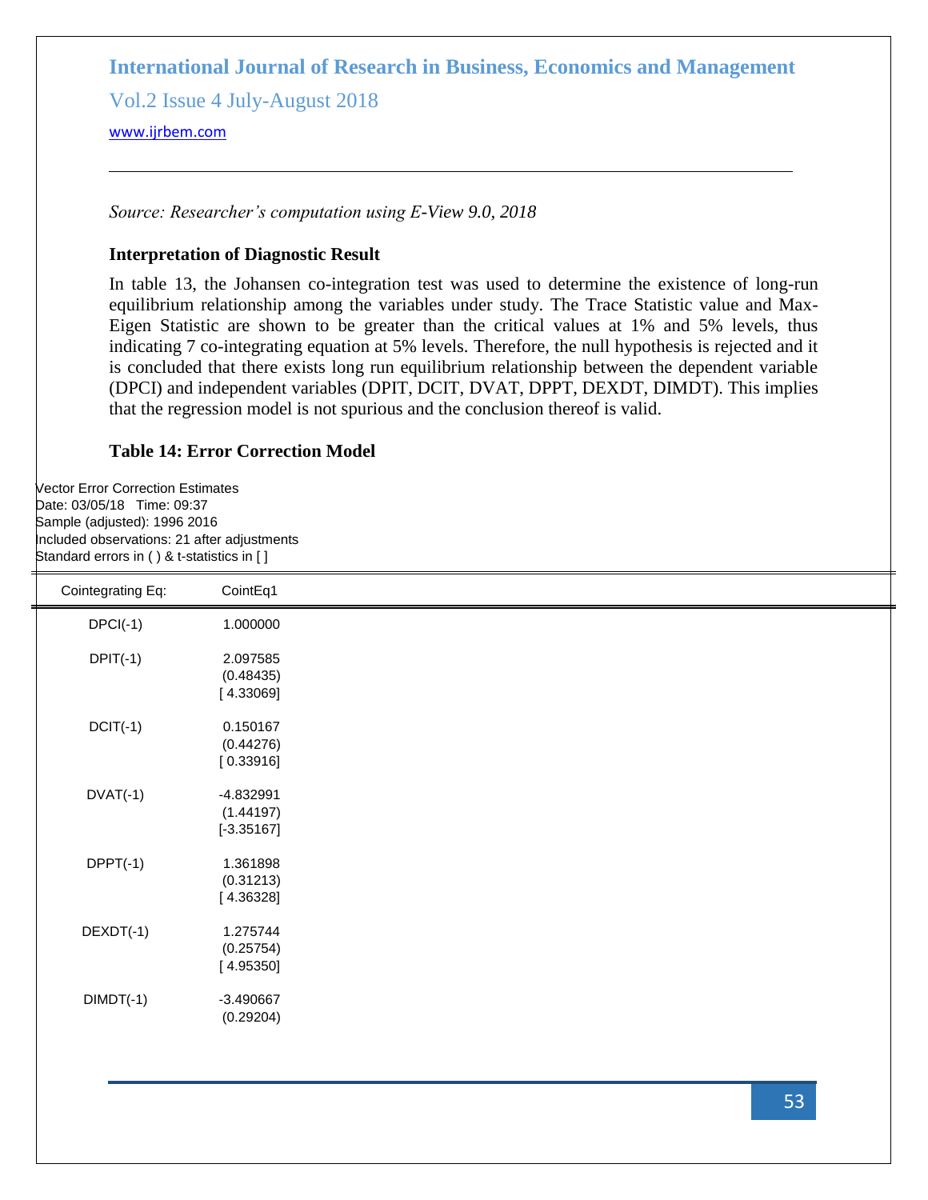*Source: Researcher's computation using E-View 9.0, 2018*

### Interpretation of Diagnostic Result

In table 13, the Johansen co-integration test was used to determine the existence of long-run equilibrium relationship among the variables under study. The Trace Statistic value and Max-Eigen Statistic are shown to be greater than the critical values at 1% and 5% levels, thus indicating 7 co-integrating equation at 5% levels. Therefore, the null hypothesis is rejected and it is concluded that there exists long run equilibrium relationship between the dependent variable (DPCI) and independent variables (DPIT, DCIT, DVAT, DPPT, DEXDT, DIMDT). This implies that the regression model is not spurious and the conclusion thereof is valid.

### Table 14: Error Correction Model

Vector Error Correction Estimates
Date: 03/05/18 Time: 09:37
Sample (adjusted): 1996 2016
Included observations: 21 after adjustments
Standard errors in ( ) & t-statistics in [ ]

| Cointegrating Eq: | CointEq1 |
|---|---|
| DPCI(-1) | 1.000000 |
| DPIT(-1) | 2.097585 |
| | (0.48435) |
| | [ 4.33069] |
| DCIT(-1) | 0.150167 |
| | (0.44276) |
| | [ 0.33916] |
| DVAT(-1) | -4.832991 |
| | (1.44197) |
| | [-3.35167] |
| DPPT(-1) | 1.361898 |
| | (0.31213) |
| | [ 4.36328] |
| DEXDT(-1) | 1.275744 |
| | (0.25754) |
| | [ 4.95350] |
| DIMDT(-1) | -3.490667 |
| | (0.29204) |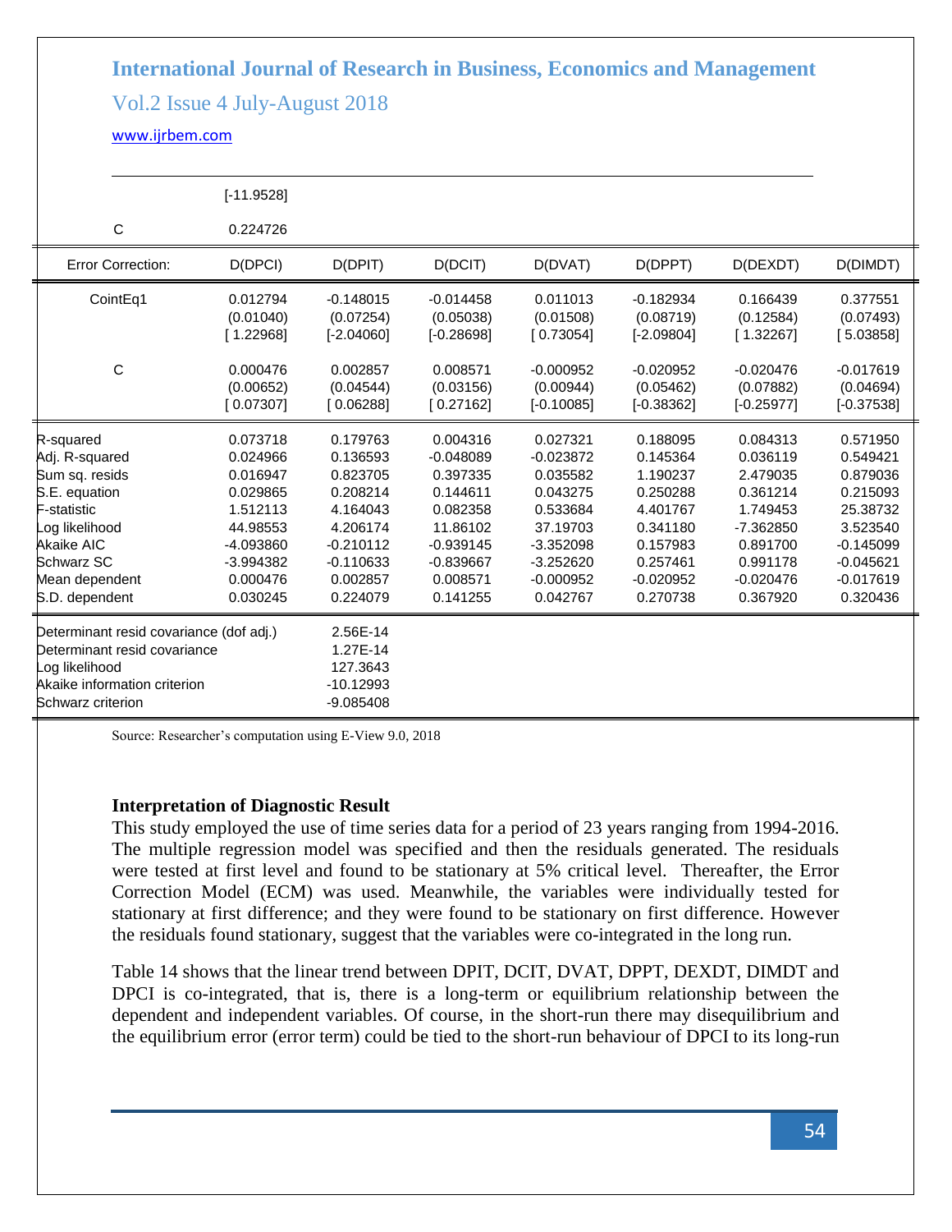| | [-11.9528] | | | | | | |
|---|---|---|---|---|---|---|---|
| C | 0.224726 | | | | | | |
| Error Correction: | D(DPCI) | D(DPIT) | D(DCIT) | D(DVAT) | D(DPPT) | D(DEXDT) | D(DIMDT) |
| CointEq1 | 0.012794 | -0.148015 | -0.014458 | 0.011013 | -0.182934 | 0.166439 | 0.377551 |
| | (0.01040) | (0.07254) | (0.05038) | (0.01508) | (0.08719) | (0.12584) | (0.07493) |
| | [ 1.22968] | [-2.04060] | [-0.28698] | [ 0.73054] | [-2.09804] | [ 1.32267] | [ 5.03858] |
| C | 0.000476 | 0.002857 | 0.008571 | -0.000952 | -0.020952 | -0.020476 | -0.017619 |
| | (0.00652) | (0.04544) | (0.03156) | (0.00944) | (0.05462) | (0.07882) | (0.04694) |
| | [ 0.07307] | [ 0.06288] | [ 0.27162] | [-0.10085] | [-0.38362] | [-0.25977] | [-0.37538] |
| R-squared | 0.073718 | 0.179763 | 0.004316 | 0.027321 | 0.188095 | 0.084313 | 0.571950 |
| Adj. R-squared | 0.024966 | 0.136593 | -0.048089 | -0.023872 | 0.145364 | 0.036119 | 0.549421 |
| Sum sq. resids | 0.016947 | 0.823705 | 0.397335 | 0.035582 | 1.190237 | 2.479035 | 0.879036 |
| S.E. equation | 0.029865 | 0.208214 | 0.144611 | 0.043275 | 0.250288 | 0.361214 | 0.215093 |
| F-statistic | 1.512113 | 4.164043 | 0.082358 | 0.533684 | 4.401767 | 1.749453 | 25.38732 |
| Log likelihood | 44.98553 | 4.206174 | 11.86102 | 37.19703 | 0.341180 | -7.362850 | 3.523540 |
| Akaike AIC | -4.093860 | -0.210112 | -0.939145 | -3.352098 | 0.157983 | 0.891700 | -0.145099 |
| Schwarz SC | -3.994382 | -0.110633 | -0.839667 | -3.252620 | 0.257461 | 0.991178 | -0.045621 |
| Mean dependent | 0.000476 | 0.002857 | 0.008571 | -0.000952 | -0.020952 | -0.020476 | -0.017619 |
| S.D. dependent | 0.030245 | 0.224079 | 0.141255 | 0.042767 | 0.270738 | 0.367920 | 0.320436 |
| Determinant resid covariance (dof adj.) | 2.56E-14 | | | | | | |
| Determinant resid covariance | 1.27E-14 | | | | | | |
| Log likelihood | 127.3643 | | | | | | |
| Akaike information criterion | -10.12993 | | | | | | |
| Schwarz criterion | -9.085408 | | | | | | |

Source: Researcher's computation using E-View 9.0, 2018

**Interpretation of Diagnostic Result**

This study employed the use of time series data for a period of 23 years ranging from 1994-2016. The multiple regression model was specified and then the residuals generated. The residuals were tested at first level and found to be stationary at 5% critical level. Thereafter, the Error Correction Model (ECM) was used. Meanwhile, the variables were individually tested for stationary at first difference; and they were found to be stationary on first difference. However the residuals found stationary, suggest that the variables were co-integrated in the long run.

Table 14 shows that the linear trend between DPIT, DCIT, DVAT, DPPT, DEXDT, DIMDT and DPCI is co-integrated, that is, there is a long-term or equilibrium relationship between the dependent and independent variables. Of course, in the short-run there may disequilibrium and the equilibrium error (error term) could be tied to the short-run behaviour of DPCI to its long-run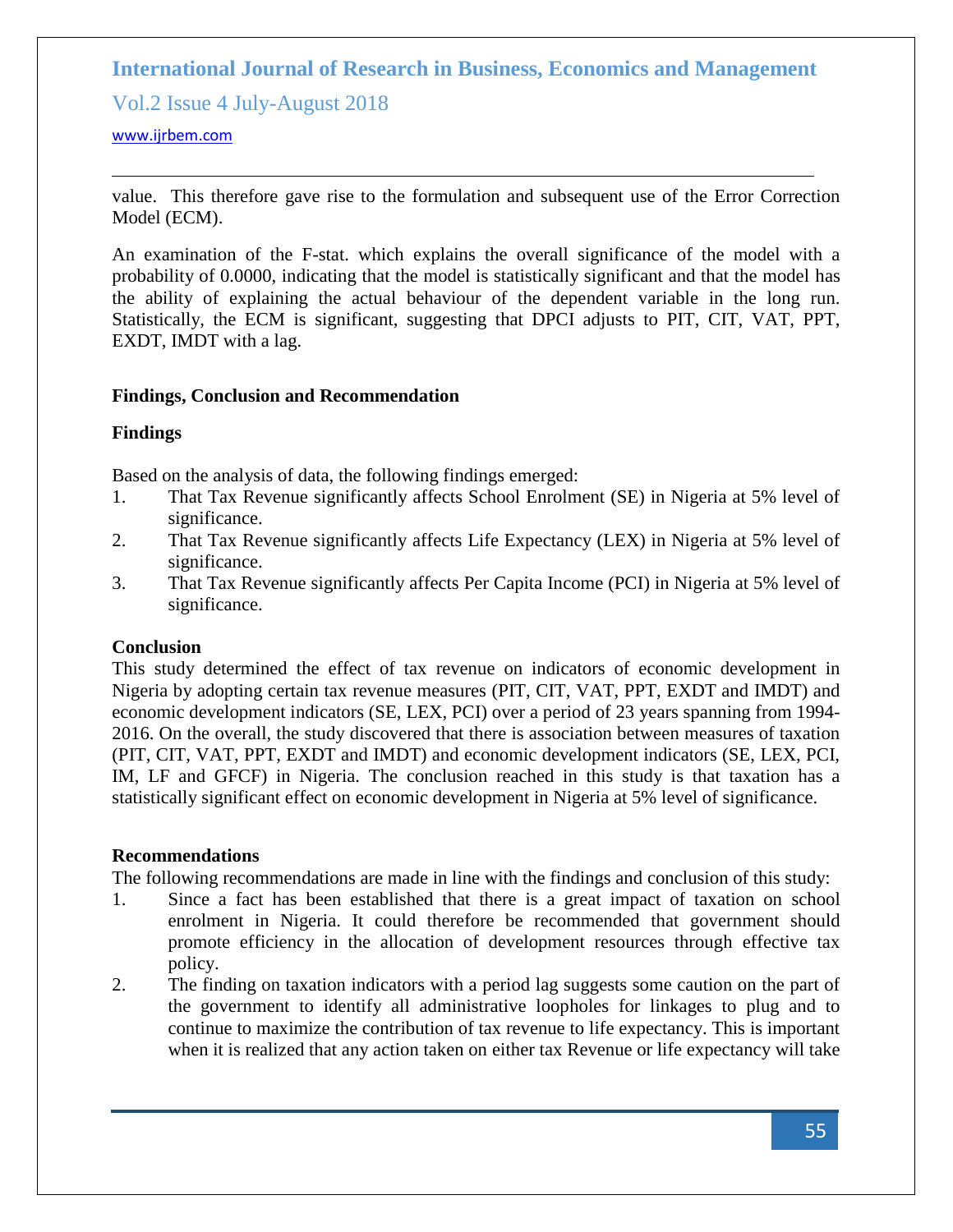value. This therefore gave rise to the formulation and subsequent use of the Error Correction Model (ECM).

An examination of the F-stat. which explains the overall significance of the model with a probability of 0.0000, indicating that the model is statistically significant and that the model has the ability of explaining the actual behaviour of the dependent variable in the long run. Statistically, the ECM is significant, suggesting that DPCI adjusts to PIT, CIT, VAT, PPT, EXDT, IMDT with a lag.

## Findings, Conclusion and Recommendation

### Findings

Based on the analysis of data, the following findings emerged:

1. That Tax Revenue significantly affects School Enrolment (SE) in Nigeria at 5% level of significance.
2. That Tax Revenue significantly affects Life Expectancy (LEX) in Nigeria at 5% level of significance.
3. That Tax Revenue significantly affects Per Capita Income (PCI) in Nigeria at 5% level of significance.

### Conclusion

This study determined the effect of tax revenue on indicators of economic development in Nigeria by adopting certain tax revenue measures (PIT, CIT, VAT, PPT, EXDT and IMDT) and economic development indicators (SE, LEX, PCI) over a period of 23 years spanning from 1994-2016. On the overall, the study discovered that there is association between measures of taxation (PIT, CIT, VAT, PPT, EXDT and IMDT) and economic development indicators (SE, LEX, PCI, IM, LF and GFCF) in Nigeria. The conclusion reached in this study is that taxation has a statistically significant effect on economic development in Nigeria at 5% level of significance.

### Recommendations

The following recommendations are made in line with the findings and conclusion of this study:

1. Since a fact has been established that there is a great impact of taxation on school enrolment in Nigeria. It could therefore be recommended that government should promote efficiency in the allocation of development resources through effective tax policy.
2. The finding on taxation indicators with a period lag suggests some caution on the part of the government to identify all administrative loopholes for linkages to plug and to continue to maximize the contribution of tax revenue to life expectancy. This is important when it is realized that any action taken on either tax Revenue or life expectancy will take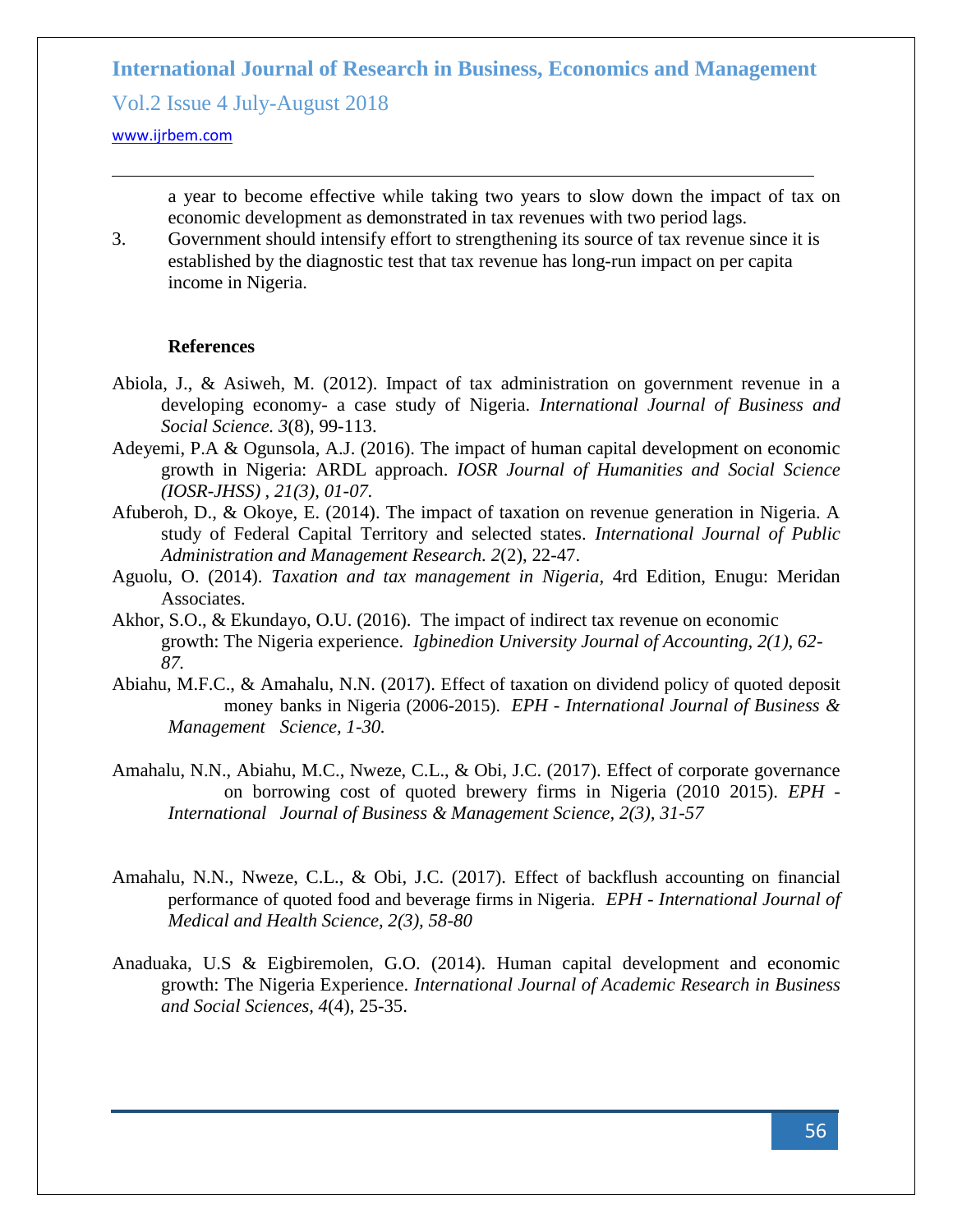a year to become effective while taking two years to slow down the impact of tax on economic development as demonstrated in tax revenues with two period lags.

3. Government should intensify effort to strengthening its source of tax revenue since it is established by the diagnostic test that tax revenue has long-run impact on per capita income in Nigeria.

## References

Abiola, J., & Asiweh, M. (2012). Impact of tax administration on government revenue in a developing economy- a case study of Nigeria. *International Journal of Business and Social Science. 3*(8), 99-113.

Adeyemi, P.A & Ogunsola, A.J. (2016). The impact of human capital development on economic growth in Nigeria: ARDL approach. *IOSR Journal of Humanities and Social Science (IOSR-JHSS) , 21(3), 01-07.*

Afuberoh, D., & Okoye, E. (2014). The impact of taxation on revenue generation in Nigeria. A study of Federal Capital Territory and selected states. *International Journal of Public Administration and Management Research. 2*(2), 22-47.

Aguolu, O. (2014). *Taxation and tax management in Nigeria*, 4rd Edition, Enugu: Meridan Associates.

Akhor, S.O., & Ekundayo, O.U. (2016). The impact of indirect tax revenue on economic growth: The Nigeria experience. *Igbinedion University Journal of Accounting, 2(1), 62-87.*

Abiahu, M.F.C., & Amahalu, N.N. (2017). Effect of taxation on dividend policy of quoted deposit money banks in Nigeria (2006-2015). *EPH - International Journal of Business & Management Science, 1-30.*

Amahalu, N.N., Abiahu, M.C., Nweze, C.L., & Obi, J.C. (2017). Effect of corporate governance on borrowing cost of quoted brewery firms in Nigeria (2010 2015). *EPH - International Journal of Business & Management Science, 2(3), 31-57*

Amahalu, N.N., Nweze, C.L., & Obi, J.C. (2017). Effect of backflush accounting on financial performance of quoted food and beverage firms in Nigeria. *EPH - International Journal of Medical and Health Science, 2(3), 58-80*

Anaduaka, U.S & Eigbiremolen, G.O. (2014). Human capital development and economic growth: The Nigeria Experience. *International Journal of Academic Research in Business and Social Sciences, 4*(4), 25-35.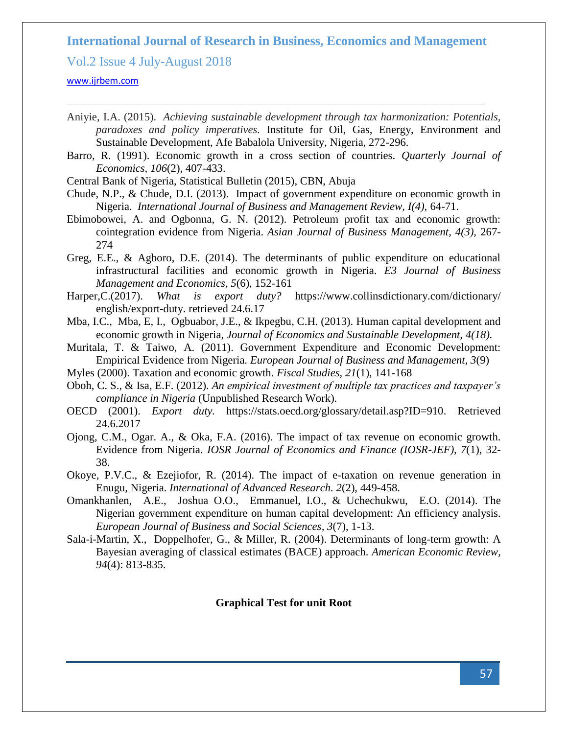Aniyie, I.A. (2015). *Achieving sustainable development through tax harmonization: Potentials, paradoxes and policy imperatives.* Institute for Oil, Gas, Energy, Environment and Sustainable Development, Afe Babalola University, Nigeria, 272-296.

Barro, R. (1991). Economic growth in a cross section of countries. *Quarterly Journal of Economics, 106*(2), 407-433.

Central Bank of Nigeria, Statistical Bulletin (2015), CBN, Abuja

Chude, N.P., & Chude, D.I. (2013). Impact of government expenditure on economic growth in Nigeria. *International Journal of Business and Management Review, I(4)*, 64-71.

Ebimobowei, A. and Ogbonna, G. N. (2012). Petroleum profit tax and economic growth: cointegration evidence from Nigeria. *Asian Journal of Business Management, 4(3),* 267-274

Greg, E.E., & Agboro, D.E. (2014). The determinants of public expenditure on educational infrastructural facilities and economic growth in Nigeria. *E3 Journal of Business Management and Economics, 5*(6), 152-161

Harper,C.(2017). *What is export duty?* https://www.collinsdictionary.com/dictionary/english/export-duty. retrieved 24.6.17

Mba, I.C., Mba, E, I., Ogbuabor, J.E., & Ikpegbu, C.H. (2013). Human capital development and economic growth in Nigeria, *Journal of Economics and Sustainable Development, 4(18).*

Muritala, T. & Taiwo, A. (2011). Government Expenditure and Economic Development: Empirical Evidence from Nigeria. *European Journal of Business and Management, 3*(9)

Myles (2000). Taxation and economic growth. *Fiscal Studies, 21*(1), 141-168

Oboh, C. S., & Isa, E.F. (2012). *An empirical investment of multiple tax practices and taxpayer's compliance in Nigeria* (Unpublished Research Work).

OECD (2001). *Export duty.* https://stats.oecd.org/glossary/detail.asp?ID=910. Retrieved 24.6.2017

Ojong, C.M., Ogar. A., & Oka, F.A. (2016). The impact of tax revenue on economic growth. Evidence from Nigeria. *IOSR Journal of Economics and Finance (IOSR-JEF), 7*(1), 32-38.

Okoye, P.V.C., & Ezejiofor, R. (2014). The impact of e-taxation on revenue generation in Enugu, Nigeria. *International of Advanced Research. 2*(2), 449-458.

Omankhanlen, A.E., Joshua O.O., Emmanuel, I.O., & Uchechukwu, E.O. (2014). The Nigerian government expenditure on human capital development: An efficiency analysis. *European Journal of Business and Social Sciences, 3*(7), 1-13.

Sala-i-Martin, X., Doppelhofer, G., & Miller, R. (2004). Determinants of long-term growth: A Bayesian averaging of classical estimates (BACE) approach. *American Economic Review, 94*(4): 813-835.

**Graphical Test for unit Root**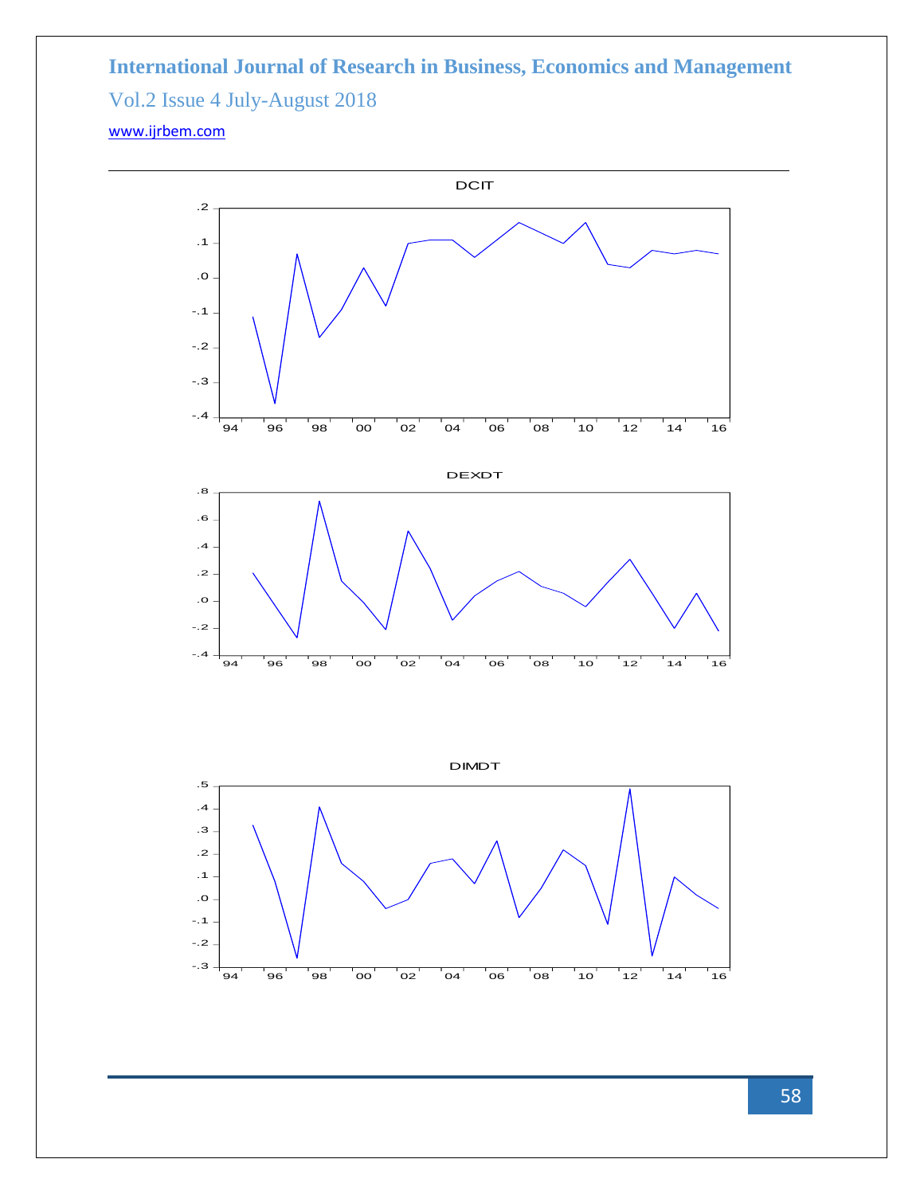DCIT

DEXDT

DIMDT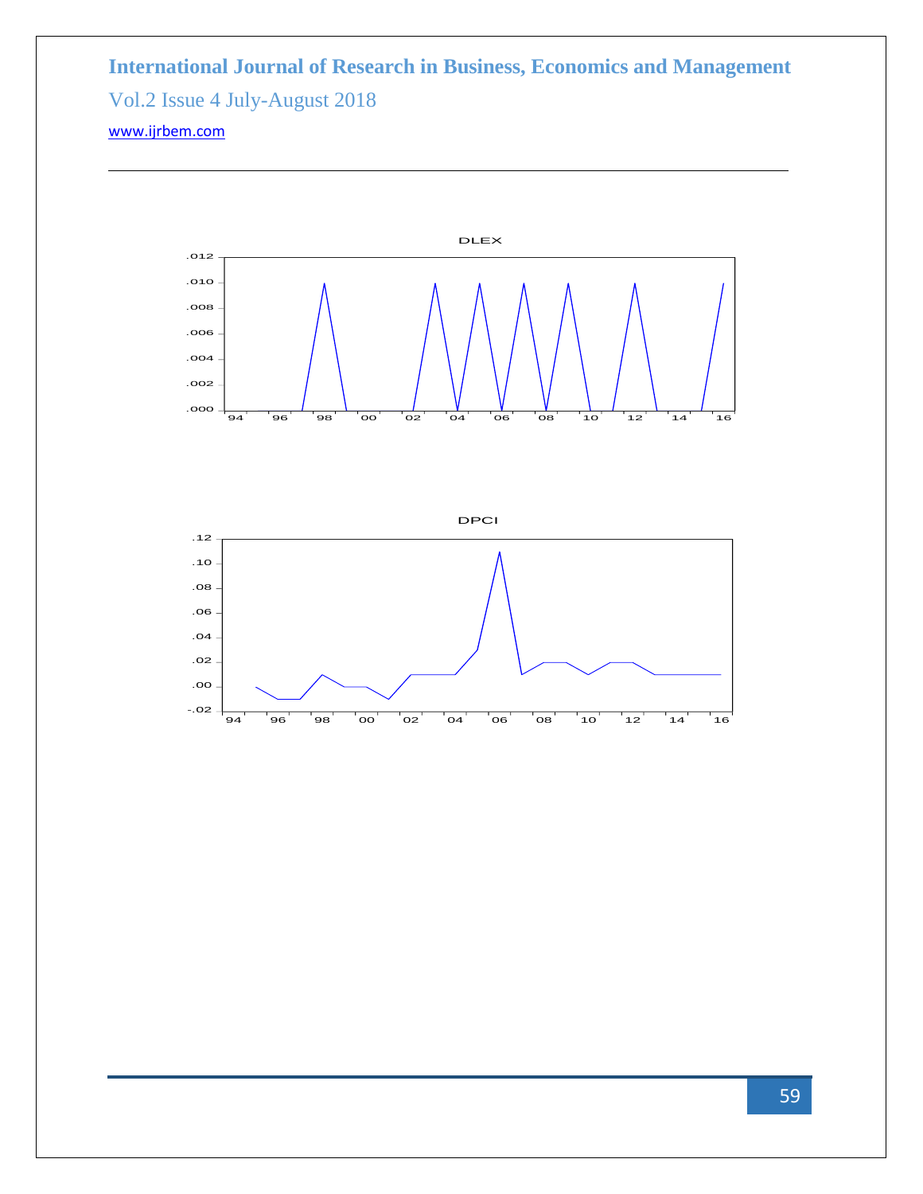DLEX

DPCI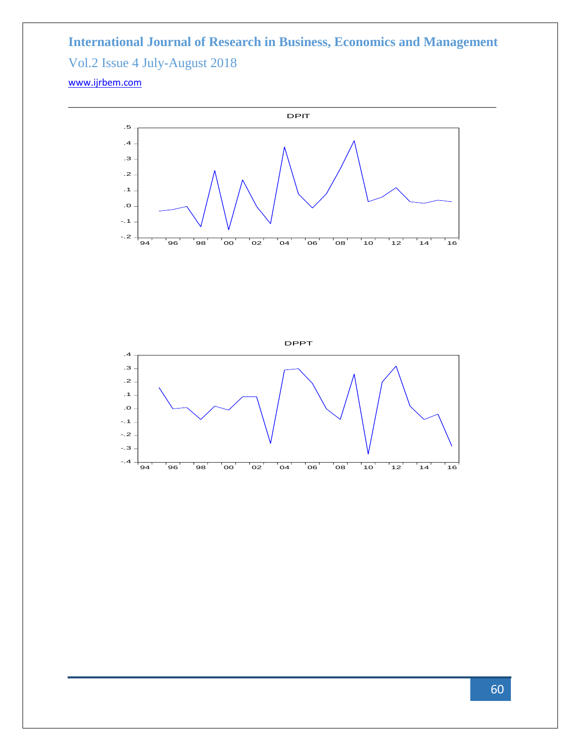DPIT

DPPT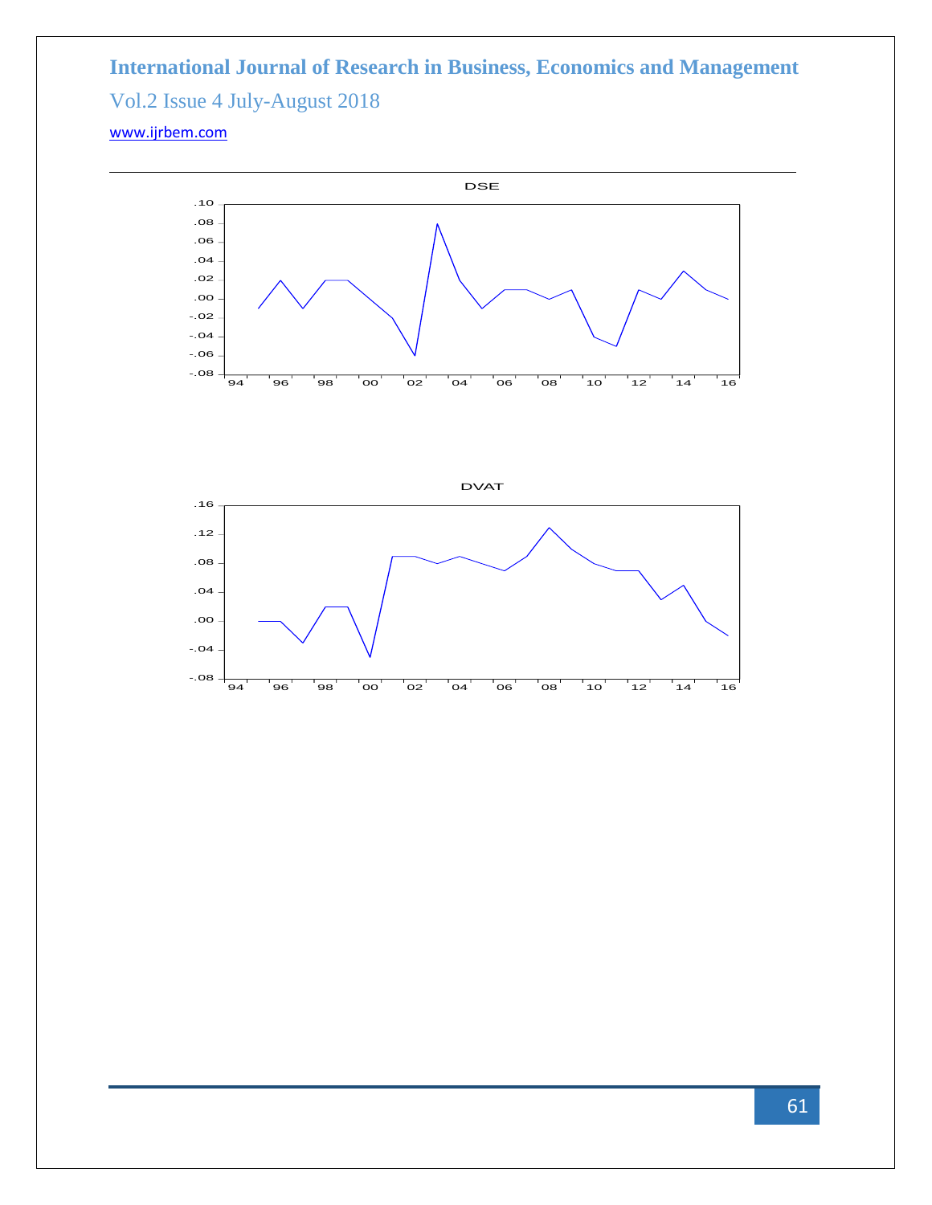DSE

.10
.08
.06
.04
.02
.00
-.02
-.04
-.06
-.08

94 96 98 00 02 04 06 08 10 12 14 16

DVAT

.16
.12
.08
.04
.00
-.04
-.08

94 96 98 00 02 04 06 08 10 12 14 16